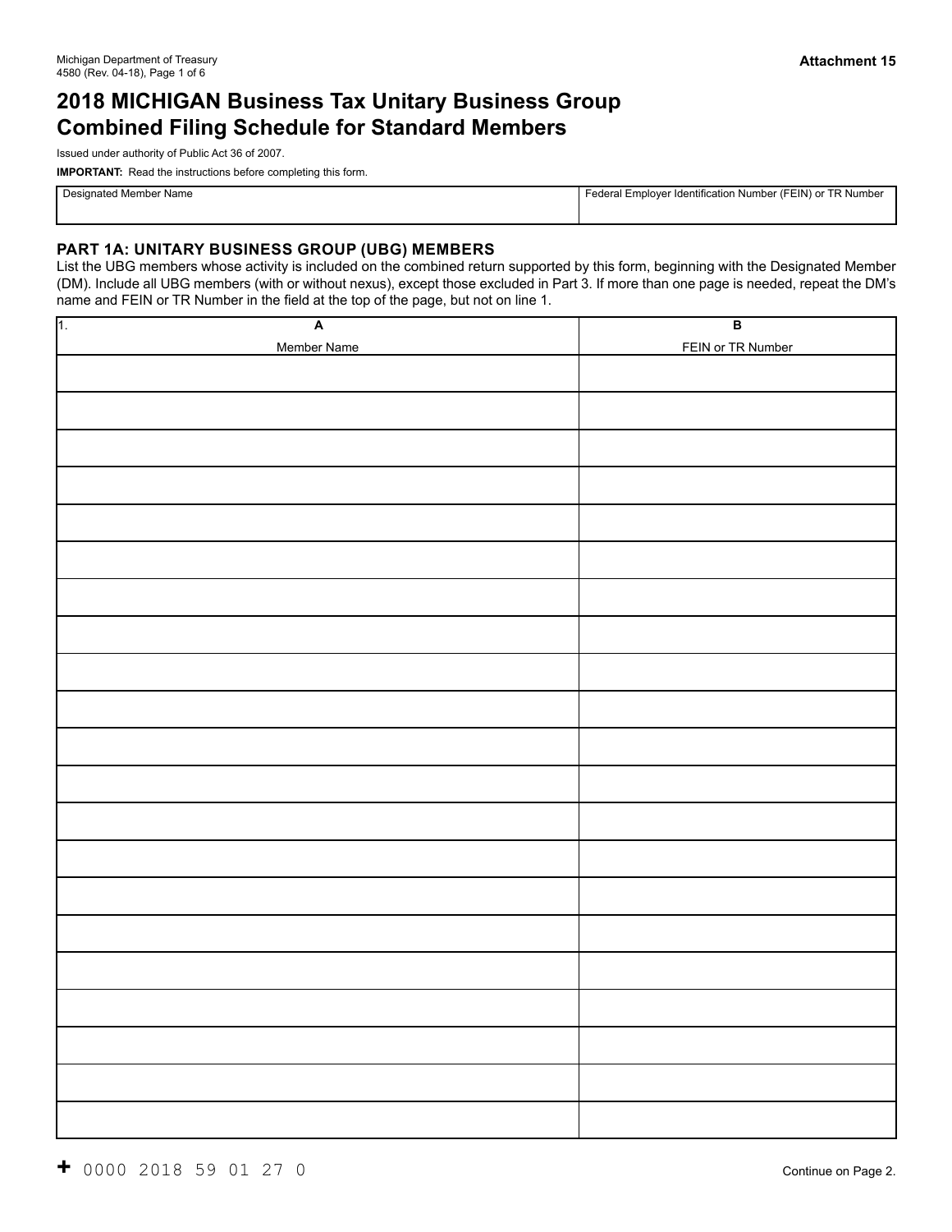Michigan Department of Treasury
4580 (Rev. 04-18), Page 1 of 6

**Attachment 15**

# 2018 MICHIGAN Business Tax Unitary Business Group Combined Filing Schedule for Standard Members

Issued under authority of Public Act 36 of 2007.

**IMPORTANT:** Read the instructions before completing this form.

| Designated Member Name | Federal Employer Identification Number (FEIN) or TR Number |
|---|---|
| | |

## PART 1A: UNITARY BUSINESS GROUP (UBG) MEMBERS

List the UBG members whose activity is included on the combined return supported by this form, beginning with the Designated Member (DM). Include all UBG members (with or without nexus), except those excluded in Part 3. If more than one page is needed, repeat the DM's name and FEIN or TR Number in the field at the top of the page, but not on line 1.

| 1. A<br>Member Name | B<br>FEIN or TR Number |
|---|---|
| | |
| | |
| | |
| | |
| | |
| | |
| | |
| | |
| | |
| | |
| | |
| | |
| | |
| | |
| | |
| | |
| | |
| | |
| | |
| | |
| | |

\+ 0000 2018 59 01 27 0

Continue on Page 2.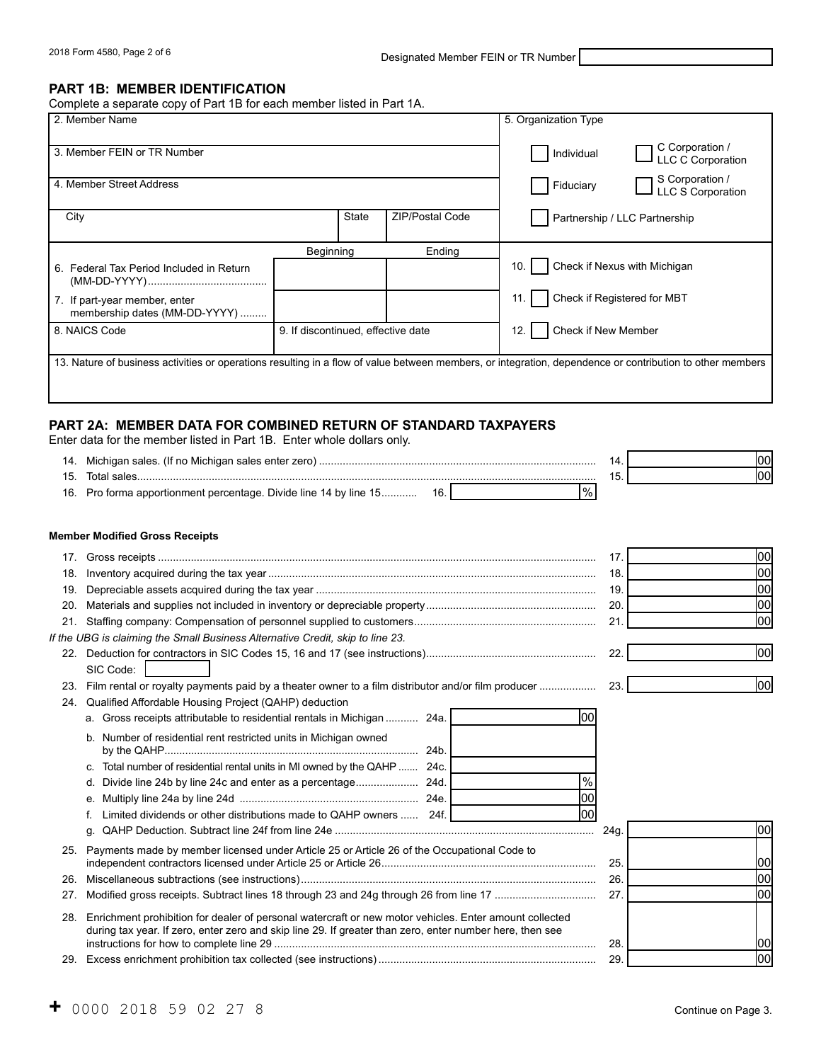Designated Member FEIN or TR Number

## PART 1B: MEMBER IDENTIFICATION

Complete a separate copy of Part 1B for each member listed in Part 1A.

| | | | 5. Organization Type |
|---|---|---|---|
| 2. Member Name | | | Individual / C Corporation / LLC C Corporation |
| 3. Member FEIN or TR Number | | | Fiduciary / S Corporation / LLC S Corporation |
| 4. Member Street Address | | | Partnership / LLC Partnership |
| City | State | ZIP/Postal Code | |

| | Beginning | Ending | |
|---|---|---|---|
| 6. Federal Tax Period Included in Return (MM-DD-YYYY) | | | 10. Check if Nexus with Michigan |
| 7. If part-year member, enter membership dates (MM-DD-YYYY) | | | 11. Check if Registered for MBT |
| 8. NAICS Code | 9. If discontinued, effective date | | 12. Check if New Member |

13. Nature of business activities or operations resulting in a flow of value between members, or integration, dependence or contribution to other members

## PART 2A: MEMBER DATA FOR COMBINED RETURN OF STANDARD TAXPAYERS

Enter data for the member listed in Part 1B. Enter whole dollars only.

14. Michigan sales. (If no Michigan sales enter zero) ... 14. 00
15. Total sales ... 15. 00
16. Pro forma apportionment percentage. Divide line 14 by line 15 ... 16. %

**Member Modified Gross Receipts**

17. Gross receipts ... 17. 00
18. Inventory acquired during the tax year ... 18. 00
19. Depreciable assets acquired during the tax year ... 19. 00
20. Materials and supplies not included in inventory or depreciable property ... 20. 00
21. Staffing company: Compensation of personnel supplied to customers ... 21. 00

*If the UBG is claiming the Small Business Alternative Credit, skip to line 23.*

22. Deduction for contractors in SIC Codes 15, 16 and 17 (see instructions) ... 22. 00
    SIC Code:
23. Film rental or royalty payments paid by a theater owner to a film distributor and/or film producer ... 23. 00
24. Qualified Affordable Housing Project (QAHP) deduction
    a. Gross receipts attributable to residential rentals in Michigan ... 24a. 00
    b. Number of residential rent restricted units in Michigan owned by the QAHP ... 24b.
    c. Total number of residential rental units in MI owned by the QAHP ... 24c.
    d. Divide line 24b by line 24c and enter as a percentage ... 24d. %
    e. Multiply line 24a by line 24d ... 24e. 00
    f. Limited dividends or other distributions made to QAHP owners ... 24f. 00
    g. QAHP Deduction. Subtract line 24f from line 24e ... 24g. 00
25. Payments made by member licensed under Article 25 or Article 26 of the Occupational Code to independent contractors licensed under Article 25 or Article 26 ... 25. 00
26. Miscellaneous subtractions (see instructions) ... 26. 00
27. Modified gross receipts. Subtract lines 18 through 23 and 24g through 26 from line 17 ... 27. 00
28. Enrichment prohibition for dealer of personal watercraft or new motor vehicles. Enter amount collected during tax year. If zero, enter zero and skip line 29. If greater than zero, enter number here, then see instructions for how to complete line 29 ... 28. 00
29. Excess enrichment prohibition tax collected (see instructions) ... 29. 00

+ 0000 2018 59 02 27 8

Continue on Page 3.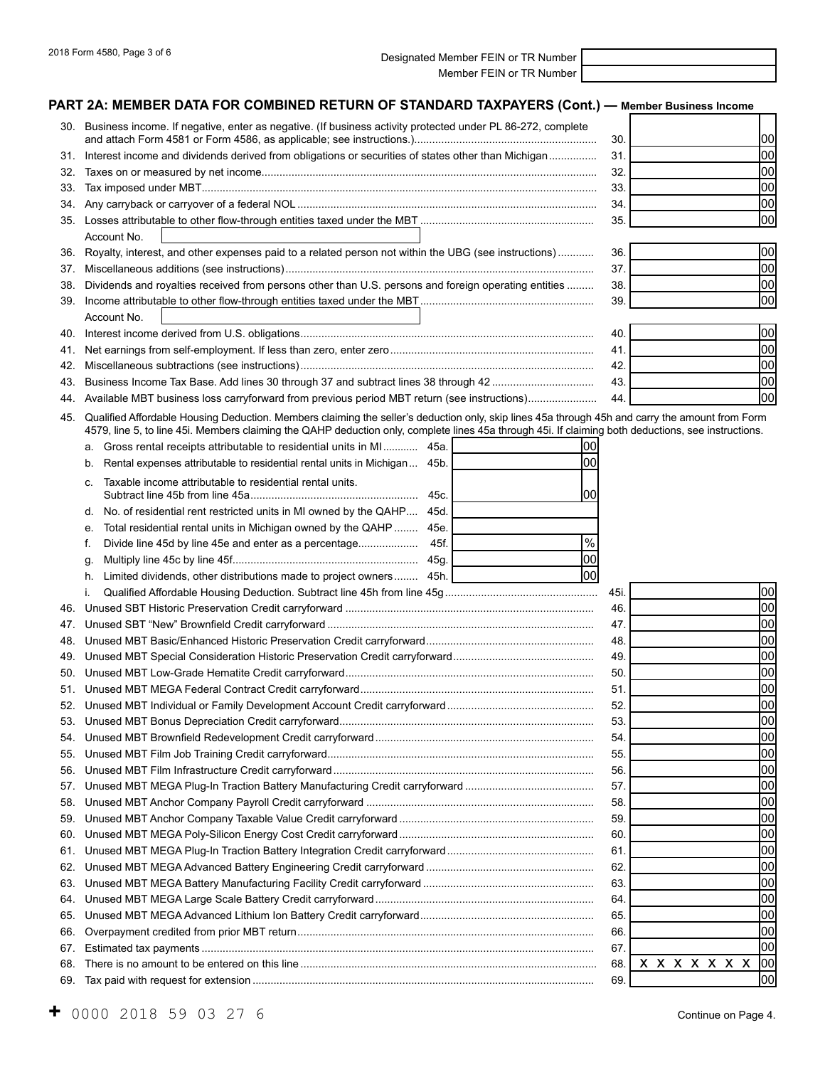Designated Member FEIN or TR Number

Member FEIN or TR Number

## PART 2A: MEMBER DATA FOR COMBINED RETURN OF STANDARD TAXPAYERS (Cont.) — Member Business Income

| Line | Description | | Amount |
|---|---|---|---|
| 30. | Business income. If negative, enter as negative. (If business activity protected under PL 86-272, complete and attach Form 4581 or Form 4586, as applicable; see instructions.) | 30. | 00 |
| 31. | Interest income and dividends derived from obligations or securities of states other than Michigan | 31. | 00 |
| 32. | Taxes on or measured by net income | 32. | 00 |
| 33. | Tax imposed under MBT | 33. | 00 |
| 34. | Any carryback or carryover of a federal NOL | 34. | 00 |
| 35. | Losses attributable to other flow-through entities taxed under the MBT<br>Account No. | 35. | 00 |
| 36. | Royalty, interest, and other expenses paid to a related person not within the UBG (see instructions) | 36. | 00 |
| 37. | Miscellaneous additions (see instructions) | 37. | 00 |
| 38. | Dividends and royalties received from persons other than U.S. persons and foreign operating entities | 38. | 00 |
| 39. | Income attributable to other flow-through entities taxed under the MBT<br>Account No. | 39. | 00 |
| 40. | Interest income derived from U.S. obligations | 40. | 00 |
| 41. | Net earnings from self-employment. If less than zero, enter zero | 41. | 00 |
| 42. | Miscellaneous subtractions (see instructions) | 42. | 00 |
| 43. | Business Income Tax Base. Add lines 30 through 37 and subtract lines 38 through 42 | 43. | 00 |
| 44. | Available MBT business loss carryforward from previous period MBT return (see instructions) | 44. | 00 |

45. Qualified Affordable Housing Deduction. Members claiming the seller's deduction only, skip lines 45a through 45h and carry the amount from Form 4579, line 5, to line 45i. Members claiming the QAHP deduction only, complete lines 45a through 45i. If claiming both deductions, see instructions.

| Line | Description | | Amount |
|---|---|---|---|
| a. | Gross rental receipts attributable to residential units in MI | 45a. | 00 |
| b. | Rental expenses attributable to residential units in Michigan | 45b. | 00 |
| c. | Taxable income attributable to residential rental units. Subtract line 45b from line 45a | 45c. | 00 |
| d. | No. of residential rent restricted units in MI owned by the QAHP | 45d. | |
| e. | Total residential rental units in Michigan owned by the QAHP | 45e. | |
| f. | Divide line 45d by line 45e and enter as a percentage | 45f. | % |
| g. | Multiply line 45c by line 45f | 45g. | 00 |
| h. | Limited dividends, other distributions made to project owners | 45h. | 00 |
| i. | Qualified Affordable Housing Deduction. Subtract line 45h from line 45g | 45i. | 00 |

| Line | Description | | Amount |
|---|---|---|---|
| 46. | Unused SBT Historic Preservation Credit carryforward | 46. | 00 |
| 47. | Unused SBT "New" Brownfield Credit carryforward | 47. | 00 |
| 48. | Unused MBT Basic/Enhanced Historic Preservation Credit carryforward | 48. | 00 |
| 49. | Unused MBT Special Consideration Historic Preservation Credit carryforward | 49. | 00 |
| 50. | Unused MBT Low-Grade Hematite Credit carryforward | 50. | 00 |
| 51. | Unused MBT MEGA Federal Contract Credit carryforward | 51. | 00 |
| 52. | Unused MBT Individual or Family Development Account Credit carryforward | 52. | 00 |
| 53. | Unused MBT Bonus Depreciation Credit carryforward | 53. | 00 |
| 54. | Unused MBT Brownfield Redevelopment Credit carryforward | 54. | 00 |
| 55. | Unused MBT Film Job Training Credit carryforward | 55. | 00 |
| 56. | Unused MBT Film Infrastructure Credit carryforward | 56. | 00 |
| 57. | Unused MBT MEGA Plug-In Traction Battery Manufacturing Credit carryforward | 57. | 00 |
| 58. | Unused MBT Anchor Company Payroll Credit carryforward | 58. | 00 |
| 59. | Unused MBT Anchor Company Taxable Value Credit carryforward | 59. | 00 |
| 60. | Unused MBT MEGA Poly-Silicon Energy Cost Credit carryforward | 60. | 00 |
| 61. | Unused MBT MEGA Plug-In Traction Battery Integration Credit carryforward | 61. | 00 |
| 62. | Unused MBT MEGA Advanced Battery Engineering Credit carryforward | 62. | 00 |
| 63. | Unused MBT MEGA Battery Manufacturing Facility Credit carryforward | 63. | 00 |
| 64. | Unused MBT MEGA Large Scale Battery Credit carryforward | 64. | 00 |
| 65. | Unused MBT MEGA Advanced Lithium Ion Battery Credit carryforward | 65. | 00 |
| 66. | Overpayment credited from prior MBT return | 66. | 00 |
| 67. | Estimated tax payments | 67. | 00 |
| 68. | There is no amount to be entered on this line | 68. | X X X X X X X 00 |
| 69. | Tax paid with request for extension | 69. | 00 |

+ 0000 2018 59 03 27 6

Continue on Page 4.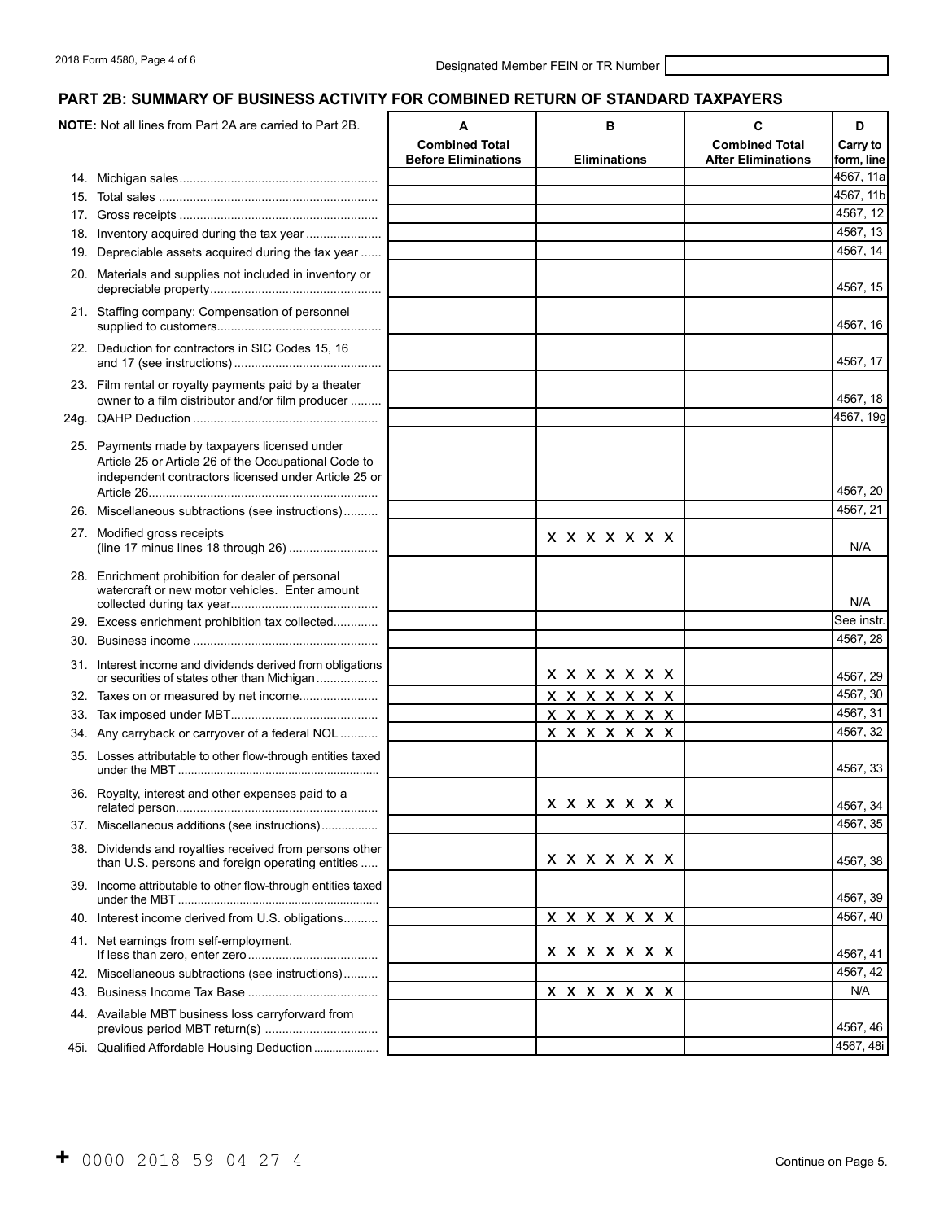Designated Member FEIN or TR Number

## PART 2B: SUMMARY OF BUSINESS ACTIVITY FOR COMBINED RETURN OF STANDARD TAXPAYERS

| **NOTE:** Not all lines from Part 2A are carried to Part 2B. | A<br>Combined Total Before Eliminations | B<br>Eliminations | C<br>Combined Total After Eliminations | D<br>Carry to form, line |
|---|---|---|---|---|
| 14. Michigan sales | | | | 4567, 11a |
| 15. Total sales | | | | 4567, 11b |
| 17. Gross receipts | | | | 4567, 12 |
| 18. Inventory acquired during the tax year | | | | 4567, 13 |
| 19. Depreciable assets acquired during the tax year | | | | 4567, 14 |
| 20. Materials and supplies not included in inventory or depreciable property | | | | 4567, 15 |
| 21. Staffing company: Compensation of personnel supplied to customers | | | | 4567, 16 |
| 22. Deduction for contractors in SIC Codes 15, 16 and 17 (see instructions) | | | | 4567, 17 |
| 23. Film rental or royalty payments paid by a theater owner to a film distributor and/or film producer | | | | 4567, 18 |
| 24g. QAHP Deduction | | | | 4567, 19g |
| 25. Payments made by taxpayers licensed under Article 25 or Article 26 of the Occupational Code to independent contractors licensed under Article 25 or Article 26 | | | | 4567, 20 |
| 26. Miscellaneous subtractions (see instructions) | | | | 4567, 21 |
| 27. Modified gross receipts (line 17 minus lines 18 through 26) | | X X X X X X X X | | N/A |
| 28. Enrichment prohibition for dealer of personal watercraft or new motor vehicles. Enter amount collected during tax year | | | | N/A |
| 29. Excess enrichment prohibition tax collected | | | | See instr. |
| 30. Business income | | | | 4567, 28 |
| 31. Interest income and dividends derived from obligations or securities of states other than Michigan | | X X X X X X X X | | 4567, 29 |
| 32. Taxes on or measured by net income | | X X X X X X X X | | 4567, 30 |
| 33. Tax imposed under MBT | | X X X X X X X X | | 4567, 31 |
| 34. Any carryback or carryover of a federal NOL | | X X X X X X X X | | 4567, 32 |
| 35. Losses attributable to other flow-through entities taxed under the MBT | | | | 4567, 33 |
| 36. Royalty, interest and other expenses paid to a related person | | X X X X X X X X | | 4567, 34 |
| 37. Miscellaneous additions (see instructions) | | | | 4567, 35 |
| 38. Dividends and royalties received from persons other than U.S. persons and foreign operating entities | | X X X X X X X X | | 4567, 38 |
| 39. Income attributable to other flow-through entities taxed under the MBT | | | | 4567, 39 |
| 40. Interest income derived from U.S. obligations | | X X X X X X X X | | 4567, 40 |
| 41. Net earnings from self-employment. If less than zero, enter zero | | X X X X X X X X | | 4567, 41 |
| 42. Miscellaneous subtractions (see instructions) | | | | 4567, 42 |
| 43. Business Income Tax Base | | X X X X X X X X | | N/A |
| 44. Available MBT business loss carryforward from previous period MBT return(s) | | | | 4567, 46 |
| 45i. Qualified Affordable Housing Deduction | | | | 4567, 48i |

+ 0000 2018 59 04 27 4

Continue on Page 5.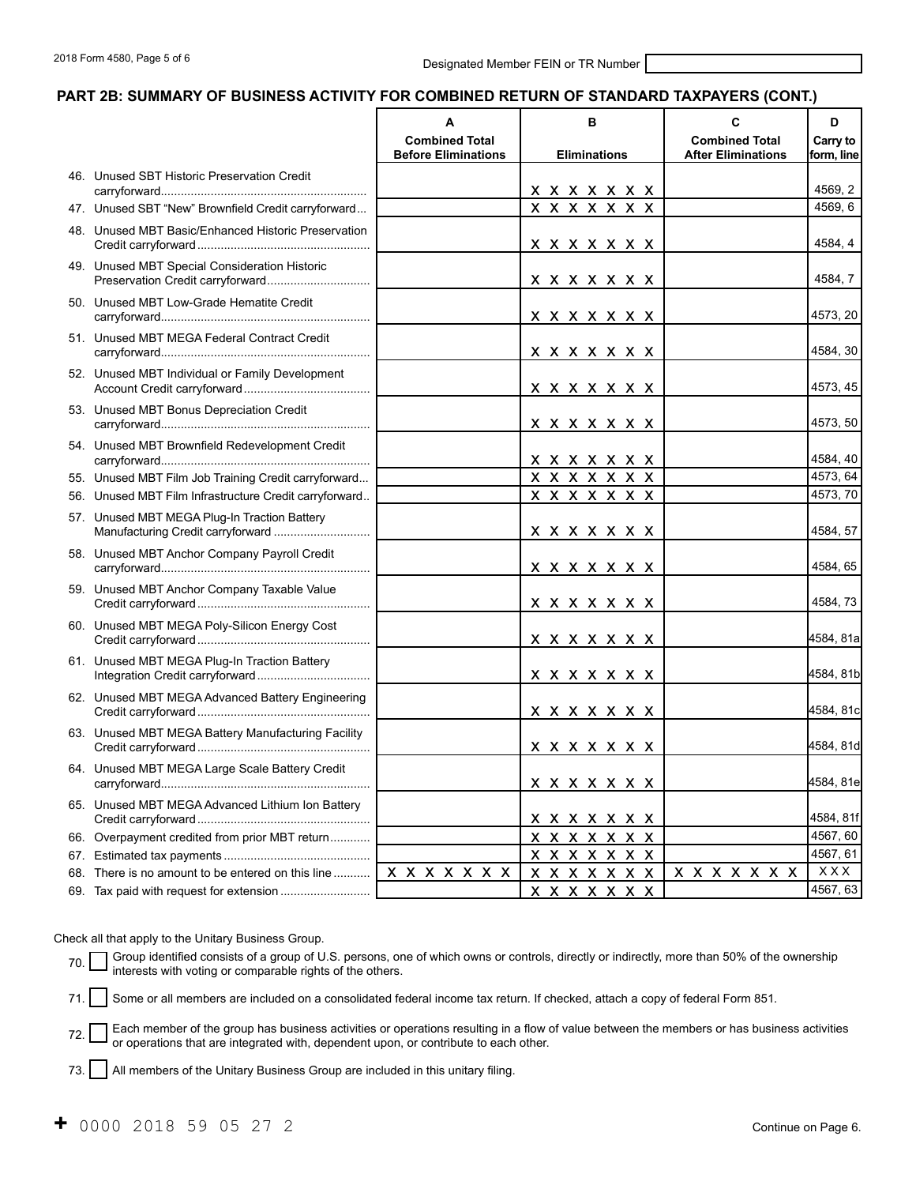Designated Member FEIN or TR Number

## PART 2B: SUMMARY OF BUSINESS ACTIVITY FOR COMBINED RETURN OF STANDARD TAXPAYERS (CONT.)

| | A<br>Combined Total Before Eliminations | B<br>Eliminations | C<br>Combined Total After Eliminations | D<br>Carry to form, line |
|---|---|---|---|---|
| 46. Unused SBT Historic Preservation Credit carryforward | | X X X X X X X | | 4569, 2 |
| 47. Unused SBT "New" Brownfield Credit carryforward | | X X X X X X X | | 4569, 6 |
| 48. Unused MBT Basic/Enhanced Historic Preservation Credit carryforward | | X X X X X X X | | 4584, 4 |
| 49. Unused MBT Special Consideration Historic Preservation Credit carryforward | | X X X X X X X | | 4584, 7 |
| 50. Unused MBT Low-Grade Hematite Credit carryforward | | X X X X X X X | | 4573, 20 |
| 51. Unused MBT MEGA Federal Contract Credit carryforward | | X X X X X X X | | 4584, 30 |
| 52. Unused MBT Individual or Family Development Account Credit carryforward | | X X X X X X X | | 4573, 45 |
| 53. Unused MBT Bonus Depreciation Credit carryforward | | X X X X X X X | | 4573, 50 |
| 54. Unused MBT Brownfield Redevelopment Credit carryforward | | X X X X X X X | | 4584, 40 |
| 55. Unused MBT Film Job Training Credit carryforward | | X X X X X X X | | 4573, 64 |
| 56. Unused MBT Film Infrastructure Credit carryforward | | X X X X X X X | | 4573, 70 |
| 57. Unused MBT MEGA Plug-In Traction Battery Manufacturing Credit carryforward | | X X X X X X X | | 4584, 57 |
| 58. Unused MBT Anchor Company Payroll Credit carryforward | | X X X X X X X | | 4584, 65 |
| 59. Unused MBT Anchor Company Taxable Value Credit carryforward | | X X X X X X X | | 4584, 73 |
| 60. Unused MBT MEGA Poly-Silicon Energy Cost Credit carryforward | | X X X X X X X | | 4584, 81a |
| 61. Unused MBT MEGA Plug-In Traction Battery Integration Credit carryforward | | X X X X X X X | | 4584, 81b |
| 62. Unused MBT MEGA Advanced Battery Engineering Credit carryforward | | X X X X X X X | | 4584, 81c |
| 63. Unused MBT MEGA Battery Manufacturing Facility Credit carryforward | | X X X X X X X | | 4584, 81d |
| 64. Unused MBT MEGA Large Scale Battery Credit carryforward | | X X X X X X X | | 4584, 81e |
| 65. Unused MBT MEGA Advanced Lithium Ion Battery Credit carryforward | | X X X X X X X | | 4584, 81f |
| 66. Overpayment credited from prior MBT return | | X X X X X X X | | 4567, 60 |
| 67. Estimated tax payments | | X X X X X X X | | 4567, 61 |
| 68. There is no amount to be entered on this line | X X X X X X X | X X X X X X X | X X X X X X X | X X X |
| 69. Tax paid with request for extension | | X X X X X X X | | 4567, 63 |

Check all that apply to the Unitary Business Group.

70. ☐ Group identified consists of a group of U.S. persons, one of which owns or controls, directly or indirectly, more than 50% of the ownership interests with voting or comparable rights of the others.

71. ☐ Some or all members are included on a consolidated federal income tax return. If checked, attach a copy of federal Form 851.

72. ☐ Each member of the group has business activities or operations resulting in a flow of value between the members or has business activities or operations that are integrated with, dependent upon, or contribute to each other.

73. ☐ All members of the Unitary Business Group are included in this unitary filing.

Continue on Page 6.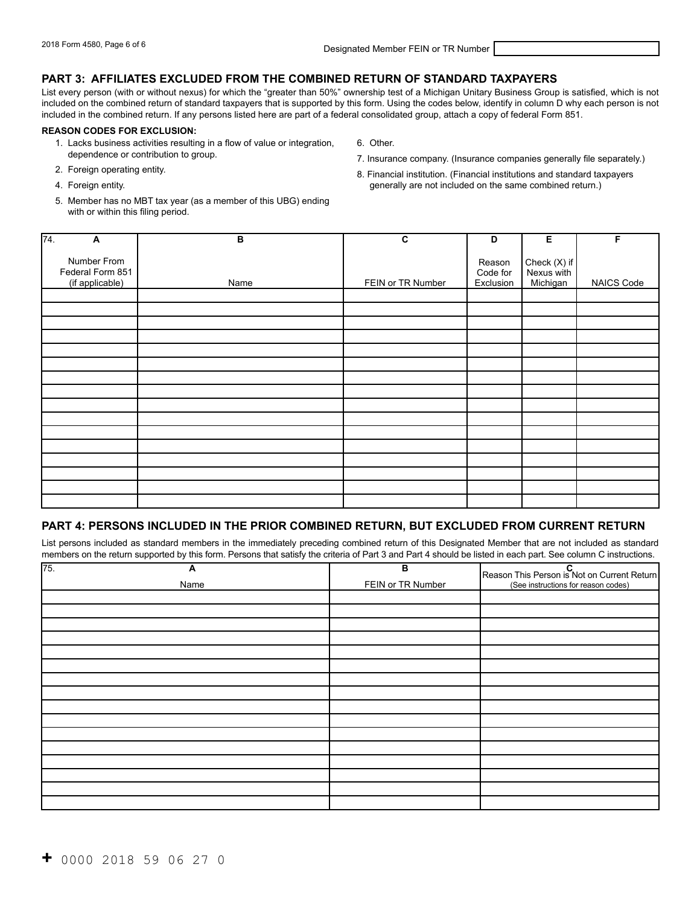Designated Member FEIN or TR Number

## PART 3: AFFILIATES EXCLUDED FROM THE COMBINED RETURN OF STANDARD TAXPAYERS

List every person (with or without nexus) for which the "greater than 50%" ownership test of a Michigan Unitary Business Group is satisfied, which is not included on the combined return of standard taxpayers that is supported by this form. Using the codes below, identify in column D why each person is not included in the combined return. If any persons listed here are part of a federal consolidated group, attach a copy of federal Form 851.

**REASON CODES FOR EXCLUSION:**

1. Lacks business activities resulting in a flow of value or integration, dependence or contribution to group.
2. Foreign operating entity.
4. Foreign entity.
5. Member has no MBT tax year (as a member of this UBG) ending with or within this filing period.
6. Other.
7. Insurance company. (Insurance companies generally file separately.)
8. Financial institution. (Financial institutions and standard taxpayers generally are not included on the same combined return.)

| 74. A<br>Number From Federal Form 851 (if applicable) | B<br>Name | C<br>FEIN or TR Number | D<br>Reason Code for Exclusion | E<br>Check (X) if Nexus with Michigan | F<br>NAICS Code |
|---|---|---|---|---|---|
| | | | | | |
| | | | | | |
| | | | | | |
| | | | | | |
| | | | | | |
| | | | | | |
| | | | | | |
| | | | | | |
| | | | | | |
| | | | | | |
| | | | | | |
| | | | | | |
| | | | | | |
| | | | | | |
| | | | | | |
| | | | | | |

## PART 4: PERSONS INCLUDED IN THE PRIOR COMBINED RETURN, BUT EXCLUDED FROM CURRENT RETURN

List persons included as standard members in the immediately preceding combined return of this Designated Member that are not included as standard members on the return supported by this form. Persons that satisfy the criteria of Part 3 and Part 4 should be listed in each part. See column C instructions.

| 75. A<br>Name | B<br>FEIN or TR Number | C<br>Reason This Person is Not on Current Return<br>(See instructions for reason codes) |
|---|---|---|
| | | |
| | | |
| | | |
| | | |
| | | |
| | | |
| | | |
| | | |
| | | |
| | | |
| | | |
| | | |
| | | |
| | | |
| | | |
| | | |

+ 0000 2018 59 06 27 0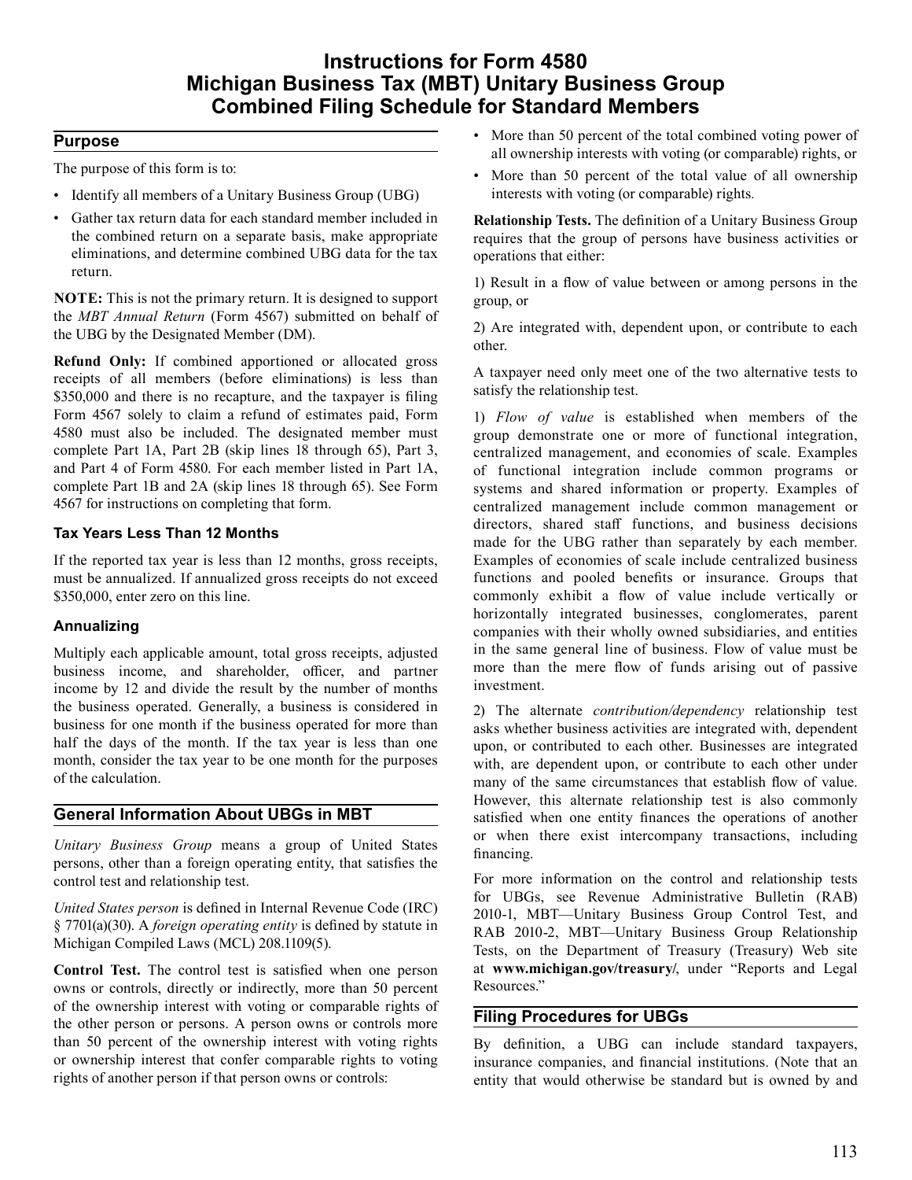# Instructions for Form 4580 Michigan Business Tax (MBT) Unitary Business Group Combined Filing Schedule for Standard Members

## Purpose

The purpose of this form is to:

- Identify all members of a Unitary Business Group (UBG)
- Gather tax return data for each standard member included in the combined return on a separate basis, make appropriate eliminations, and determine combined UBG data for the tax return.

**NOTE:** This is not the primary return. It is designed to support the *MBT Annual Return* (Form 4567) submitted on behalf of the UBG by the Designated Member (DM).

**Refund Only:** If combined apportioned or allocated gross receipts of all members (before eliminations) is less than $350,000 and there is no recapture, and the taxpayer is filing Form 4567 solely to claim a refund of estimates paid, Form 4580 must also be included. The designated member must complete Part 1A, Part 2B (skip lines 18 through 65), Part 3, and Part 4 of Form 4580. For each member listed in Part 1A, complete Part 1B and 2A (skip lines 18 through 65). See Form 4567 for instructions on completing that form.

### Tax Years Less Than 12 Months

If the reported tax year is less than 12 months, gross receipts, must be annualized. If annualized gross receipts do not exceed $350,000, enter zero on this line.

### Annualizing

Multiply each applicable amount, total gross receipts, adjusted business income, and shareholder, officer, and partner income by 12 and divide the result by the number of months the business operated. Generally, a business is considered in business for one month if the business operated for more than half the days of the month. If the tax year is less than one month, consider the tax year to be one month for the purposes of the calculation.

## General Information About UBGs in MBT

*Unitary Business Group* means a group of United States persons, other than a foreign operating entity, that satisfies the control test and relationship test.

*United States person* is defined in Internal Revenue Code (IRC) § 7701(a)(30). A *foreign operating entity* is defined by statute in Michigan Compiled Laws (MCL) 208.1109(5).

**Control Test.** The control test is satisfied when one person owns or controls, directly or indirectly, more than 50 percent of the ownership interest with voting or comparable rights of the other person or persons. A person owns or controls more than 50 percent of the ownership interest with voting rights or ownership interest that confer comparable rights to voting rights of another person if that person owns or controls:

- More than 50 percent of the total combined voting power of all ownership interests with voting (or comparable) rights, or
- More than 50 percent of the total value of all ownership interests with voting (or comparable) rights.

**Relationship Tests.** The definition of a Unitary Business Group requires that the group of persons have business activities or operations that either:

1) Result in a flow of value between or among persons in the group, or

2) Are integrated with, dependent upon, or contribute to each other.

A taxpayer need only meet one of the two alternative tests to satisfy the relationship test.

1) *Flow of value* is established when members of the group demonstrate one or more of functional integration, centralized management, and economies of scale. Examples of functional integration include common programs or systems and shared information or property. Examples of centralized management include common management or directors, shared staff functions, and business decisions made for the UBG rather than separately by each member. Examples of economies of scale include centralized business functions and pooled benefits or insurance. Groups that commonly exhibit a flow of value include vertically or horizontally integrated businesses, conglomerates, parent companies with their wholly owned subsidiaries, and entities in the same general line of business. Flow of value must be more than the mere flow of funds arising out of passive investment.

2) The alternate *contribution/dependency* relationship test asks whether business activities are integrated with, dependent upon, or contributed to each other. Businesses are integrated with, are dependent upon, or contribute to each other under many of the same circumstances that establish flow of value. However, this alternate relationship test is also commonly satisfied when one entity finances the operations of another or when there exist intercompany transactions, including financing.

For more information on the control and relationship tests for UBGs, see Revenue Administrative Bulletin (RAB) 2010-1, MBT—Unitary Business Group Control Test, and RAB 2010-2, MBT—Unitary Business Group Relationship Tests, on the Department of Treasury (Treasury) Web site at **www.michigan.gov/treasury/**, under "Reports and Legal Resources."

## Filing Procedures for UBGs

By definition, a UBG can include standard taxpayers, insurance companies, and financial institutions. (Note that an entity that would otherwise be standard but is owned by and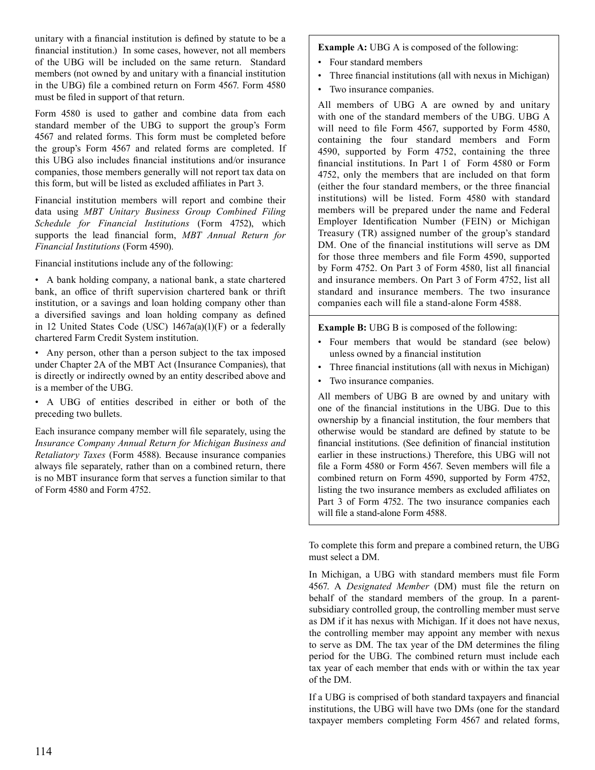unitary with a financial institution is defined by statute to be a financial institution.) In some cases, however, not all members of the UBG will be included on the same return. Standard members (not owned by and unitary with a financial institution in the UBG) file a combined return on Form 4567. Form 4580 must be filed in support of that return.

Form 4580 is used to gather and combine data from each standard member of the UBG to support the group's Form 4567 and related forms. This form must be completed before the group's Form 4567 and related forms are completed. If this UBG also includes financial institutions and/or insurance companies, those members generally will not report tax data on this form, but will be listed as excluded affiliates in Part 3.

Financial institution members will report and combine their data using *MBT Unitary Business Group Combined Filing Schedule for Financial Institutions* (Form 4752), which supports the lead financial form, *MBT Annual Return for Financial Institutions* (Form 4590).

Financial institutions include any of the following:

- A bank holding company, a national bank, a state chartered bank, an office of thrift supervision chartered bank or thrift institution, or a savings and loan holding company other than a diversified savings and loan holding company as defined in 12 United States Code (USC) 1467a(a)(1)(F) or a federally chartered Farm Credit System institution.
- Any person, other than a person subject to the tax imposed under Chapter 2A of the MBT Act (Insurance Companies), that is directly or indirectly owned by an entity described above and is a member of the UBG.
- A UBG of entities described in either or both of the preceding two bullets.

Each insurance company member will file separately, using the *Insurance Company Annual Return for Michigan Business and Retaliatory Taxes* (Form 4588). Because insurance companies always file separately, rather than on a combined return, there is no MBT insurance form that serves a function similar to that of Form 4580 and Form 4752.

**Example A:** UBG A is composed of the following:

- Four standard members
- Three financial institutions (all with nexus in Michigan)
- Two insurance companies.

All members of UBG A are owned by and unitary with one of the standard members of the UBG. UBG A will need to file Form 4567, supported by Form 4580, containing the four standard members and Form 4590, supported by Form 4752, containing the three financial institutions. In Part 1 of Form 4580 or Form 4752, only the members that are included on that form (either the four standard members, or the three financial institutions) will be listed. Form 4580 with standard members will be prepared under the name and Federal Employer Identification Number (FEIN) or Michigan Treasury (TR) assigned number of the group's standard DM. One of the financial institutions will serve as DM for those three members and file Form 4590, supported by Form 4752. On Part 3 of Form 4580, list all financial and insurance members. On Part 3 of Form 4752, list all standard and insurance members. The two insurance companies each will file a stand-alone Form 4588.

**Example B:** UBG B is composed of the following:

- Four members that would be standard (see below) unless owned by a financial institution
- Three financial institutions (all with nexus in Michigan)
- Two insurance companies.

All members of UBG B are owned by and unitary with one of the financial institutions in the UBG. Due to this ownership by a financial institution, the four members that otherwise would be standard are defined by statute to be financial institutions. (See definition of financial institution earlier in these instructions.) Therefore, this UBG will not file a Form 4580 or Form 4567. Seven members will file a combined return on Form 4590, supported by Form 4752, listing the two insurance members as excluded affiliates on Part 3 of Form 4752. The two insurance companies each will file a stand-alone Form 4588.

To complete this form and prepare a combined return, the UBG must select a DM.

In Michigan, a UBG with standard members must file Form 4567. A *Designated Member* (DM) must file the return on behalf of the standard members of the group. In a parent-subsidiary controlled group, the controlling member must serve as DM if it has nexus with Michigan. If it does not have nexus, the controlling member may appoint any member with nexus to serve as DM. The tax year of the DM determines the filing period for the UBG. The combined return must include each tax year of each member that ends with or within the tax year of the DM.

If a UBG is comprised of both standard taxpayers and financial institutions, the UBG will have two DMs (one for the standard taxpayer members completing Form 4567 and related forms,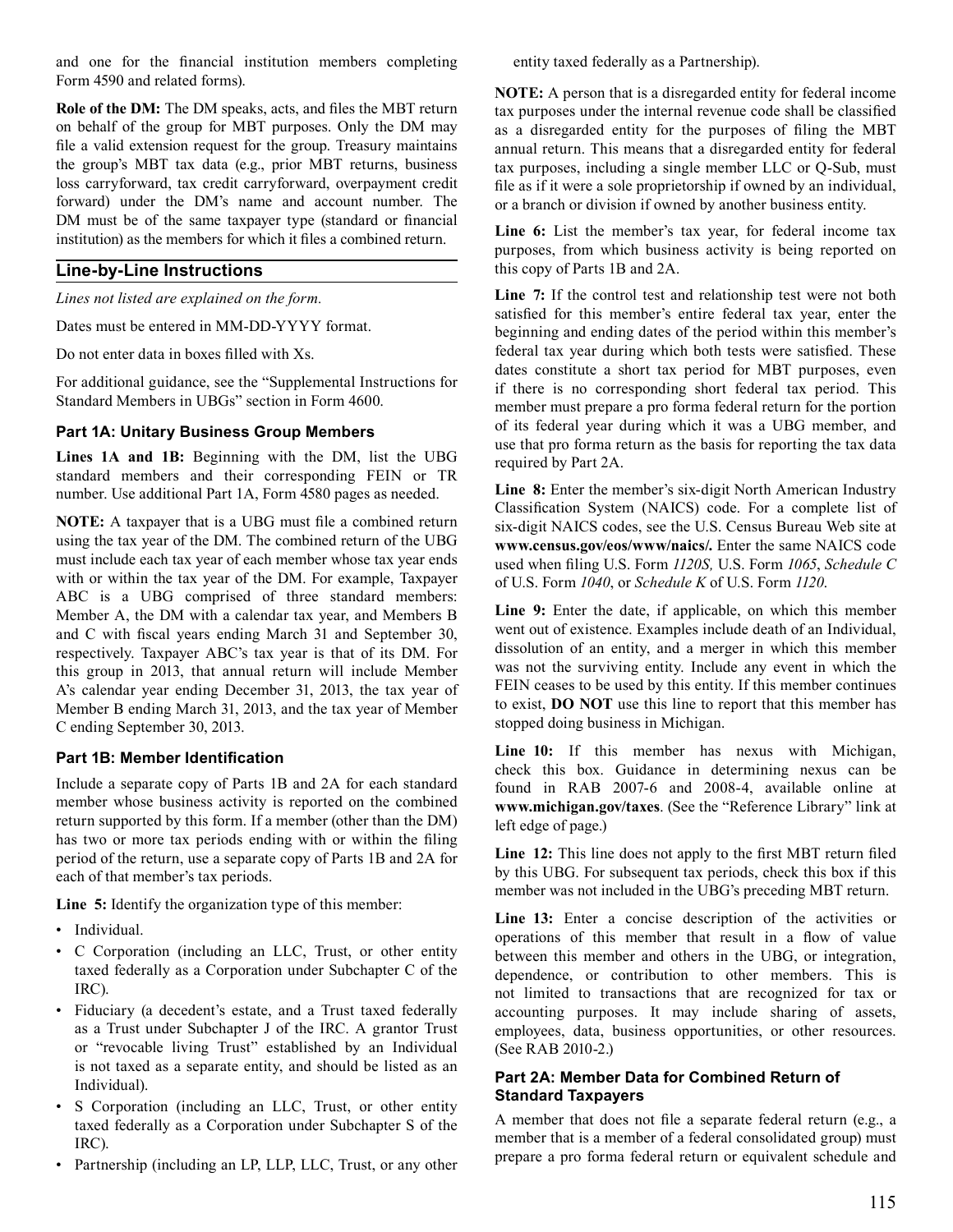and one for the financial institution members completing Form 4590 and related forms).

**Role of the DM:** The DM speaks, acts, and files the MBT return on behalf of the group for MBT purposes. Only the DM may file a valid extension request for the group. Treasury maintains the group's MBT tax data (e.g., prior MBT returns, business loss carryforward, tax credit carryforward, overpayment credit forward) under the DM's name and account number. The DM must be of the same taxpayer type (standard or financial institution) as the members for which it files a combined return.

## Line-by-Line Instructions

*Lines not listed are explained on the form.*

Dates must be entered in MM-DD-YYYY format.

Do not enter data in boxes filled with Xs.

For additional guidance, see the "Supplemental Instructions for Standard Members in UBGs" section in Form 4600.

### Part 1A: Unitary Business Group Members

**Lines 1A and 1B:** Beginning with the DM, list the UBG standard members and their corresponding FEIN or TR number. Use additional Part 1A, Form 4580 pages as needed.

**NOTE:** A taxpayer that is a UBG must file a combined return using the tax year of the DM. The combined return of the UBG must include each tax year of each member whose tax year ends with or within the tax year of the DM. For example, Taxpayer ABC is a UBG comprised of three standard members: Member A, the DM with a calendar tax year, and Members B and C with fiscal years ending March 31 and September 30, respectively. Taxpayer ABC's tax year is that of its DM. For this group in 2013, that annual return will include Member A's calendar year ending December 31, 2013, the tax year of Member B ending March 31, 2013, and the tax year of Member C ending September 30, 2013.

### Part 1B: Member Identification

Include a separate copy of Parts 1B and 2A for each standard member whose business activity is reported on the combined return supported by this form. If a member (other than the DM) has two or more tax periods ending with or within the filing period of the return, use a separate copy of Parts 1B and 2A for each of that member's tax periods.

**Line 5:** Identify the organization type of this member:

- Individual.
- C Corporation (including an LLC, Trust, or other entity taxed federally as a Corporation under Subchapter C of the IRC).
- Fiduciary (a decedent's estate, and a Trust taxed federally as a Trust under Subchapter J of the IRC. A grantor Trust or "revocable living Trust" established by an Individual is not taxed as a separate entity, and should be listed as an Individual).
- S Corporation (including an LLC, Trust, or other entity taxed federally as a Corporation under Subchapter S of the IRC).
- Partnership (including an LP, LLP, LLC, Trust, or any other entity taxed federally as a Partnership).

**NOTE:** A person that is a disregarded entity for federal income tax purposes under the internal revenue code shall be classified as a disregarded entity for the purposes of filing the MBT annual return. This means that a disregarded entity for federal tax purposes, including a single member LLC or Q-Sub, must file as if it were a sole proprietorship if owned by an individual, or a branch or division if owned by another business entity.

**Line 6:** List the member's tax year, for federal income tax purposes, from which business activity is being reported on this copy of Parts 1B and 2A.

**Line 7:** If the control test and relationship test were not both satisfied for this member's entire federal tax year, enter the beginning and ending dates of the period within this member's federal tax year during which both tests were satisfied. These dates constitute a short tax period for MBT purposes, even if there is no corresponding short federal tax period. This member must prepare a pro forma federal return for the portion of its federal year during which it was a UBG member, and use that pro forma return as the basis for reporting the tax data required by Part 2A.

**Line 8:** Enter the member's six-digit North American Industry Classification System (NAICS) code. For a complete list of six-digit NAICS codes, see the U.S. Census Bureau Web site at **www.census.gov/eos/www/naics/.** Enter the same NAICS code used when filing U.S. Form *1120S,* U.S. Form *1065*, *Schedule C* of U.S. Form *1040*, or *Schedule K* of U.S. Form *1120*.

**Line 9:** Enter the date, if applicable, on which this member went out of existence. Examples include death of an Individual, dissolution of an entity, and a merger in which this member was not the surviving entity. Include any event in which the FEIN ceases to be used by this entity. If this member continues to exist, **DO NOT** use this line to report that this member has stopped doing business in Michigan.

**Line 10:** If this member has nexus with Michigan, check this box. Guidance in determining nexus can be found in RAB 2007-6 and 2008-4, available online at **www.michigan.gov/taxes**. (See the "Reference Library" link at left edge of page.)

**Line 12:** This line does not apply to the first MBT return filed by this UBG. For subsequent tax periods, check this box if this member was not included in the UBG's preceding MBT return.

**Line 13:** Enter a concise description of the activities or operations of this member that result in a flow of value between this member and others in the UBG, or integration, dependence, or contribution to other members. This is not limited to transactions that are recognized for tax or accounting purposes. It may include sharing of assets, employees, data, business opportunities, or other resources. (See RAB 2010-2.)

### Part 2A: Member Data for Combined Return of Standard Taxpayers

A member that does not file a separate federal return (e.g., a member that is a member of a federal consolidated group) must prepare a pro forma federal return or equivalent schedule and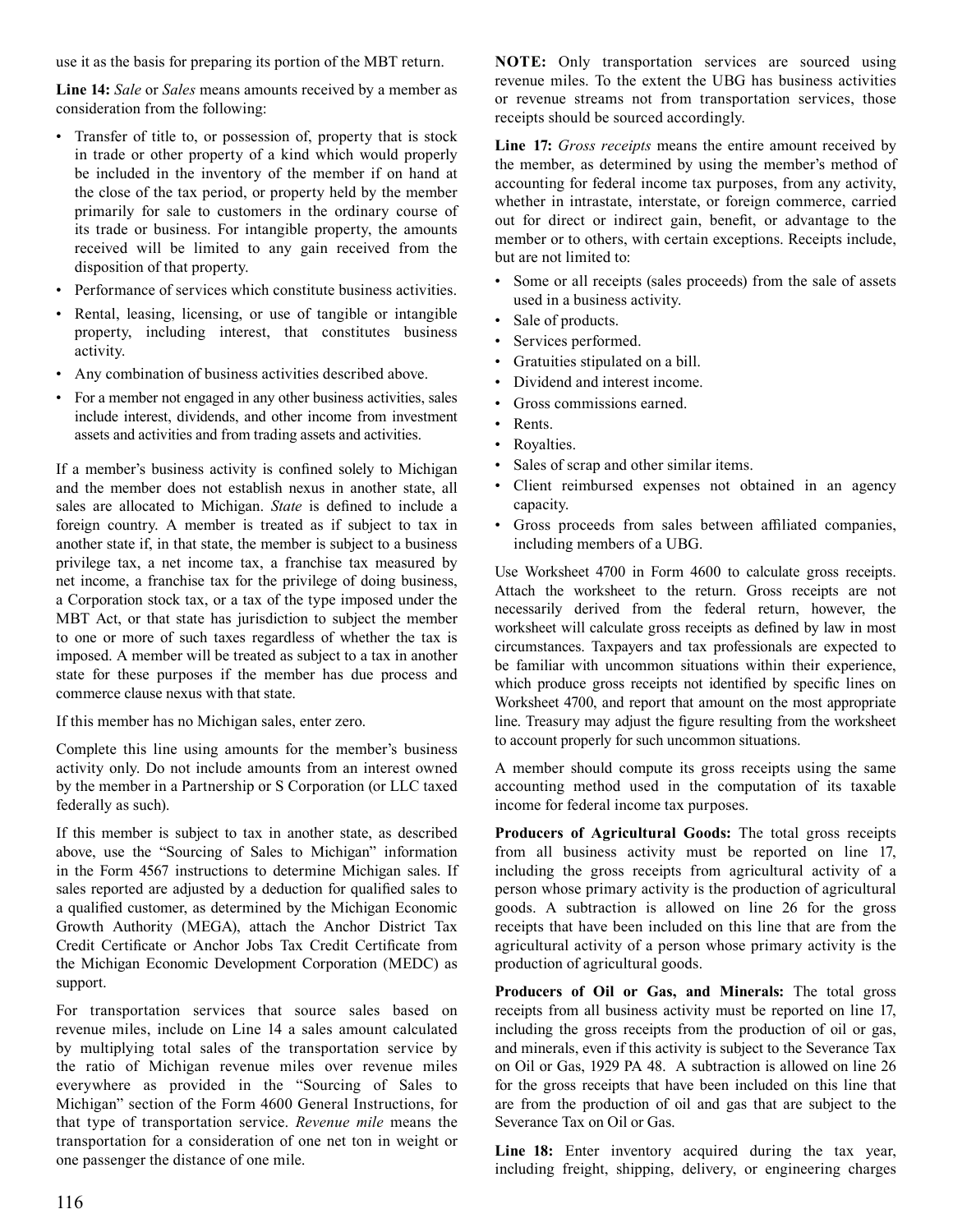use it as the basis for preparing its portion of the MBT return.

**Line 14:** *Sale* or *Sales* means amounts received by a member as consideration from the following:

- Transfer of title to, or possession of, property that is stock in trade or other property of a kind which would properly be included in the inventory of the member if on hand at the close of the tax period, or property held by the member primarily for sale to customers in the ordinary course of its trade or business. For intangible property, the amounts received will be limited to any gain received from the disposition of that property.
- Performance of services which constitute business activities.
- Rental, leasing, licensing, or use of tangible or intangible property, including interest, that constitutes business activity.
- Any combination of business activities described above.
- For a member not engaged in any other business activities, sales include interest, dividends, and other income from investment assets and activities and from trading assets and activities.

If a member's business activity is confined solely to Michigan and the member does not establish nexus in another state, all sales are allocated to Michigan. *State* is defined to include a foreign country. A member is treated as if subject to tax in another state if, in that state, the member is subject to a business privilege tax, a net income tax, a franchise tax measured by net income, a franchise tax for the privilege of doing business, a Corporation stock tax, or a tax of the type imposed under the MBT Act, or that state has jurisdiction to subject the member to one or more of such taxes regardless of whether the tax is imposed. A member will be treated as subject to a tax in another state for these purposes if the member has due process and commerce clause nexus with that state.

If this member has no Michigan sales, enter zero.

Complete this line using amounts for the member's business activity only. Do not include amounts from an interest owned by the member in a Partnership or S Corporation (or LLC taxed federally as such).

If this member is subject to tax in another state, as described above, use the "Sourcing of Sales to Michigan" information in the Form 4567 instructions to determine Michigan sales. If sales reported are adjusted by a deduction for qualified sales to a qualified customer, as determined by the Michigan Economic Growth Authority (MEGA), attach the Anchor District Tax Credit Certificate or Anchor Jobs Tax Credit Certificate from the Michigan Economic Development Corporation (MEDC) as support.

For transportation services that source sales based on revenue miles, include on Line 14 a sales amount calculated by multiplying total sales of the transportation service by the ratio of Michigan revenue miles over revenue miles everywhere as provided in the "Sourcing of Sales to Michigan" section of the Form 4600 General Instructions, for that type of transportation service. *Revenue mile* means the transportation for a consideration of one net ton in weight or one passenger the distance of one mile.

**NOTE:** Only transportation services are sourced using revenue miles. To the extent the UBG has business activities or revenue streams not from transportation services, those receipts should be sourced accordingly.

**Line 17:** *Gross receipts* means the entire amount received by the member, as determined by using the member's method of accounting for federal income tax purposes, from any activity, whether in intrastate, interstate, or foreign commerce, carried out for direct or indirect gain, benefit, or advantage to the member or to others, with certain exceptions. Receipts include, but are not limited to:

- Some or all receipts (sales proceeds) from the sale of assets used in a business activity.
- Sale of products.
- Services performed.
- Gratuities stipulated on a bill.
- Dividend and interest income.
- Gross commissions earned.
- Rents.
- Royalties.
- Sales of scrap and other similar items.
- Client reimbursed expenses not obtained in an agency capacity.
- Gross proceeds from sales between affiliated companies, including members of a UBG.

Use Worksheet 4700 in Form 4600 to calculate gross receipts. Attach the worksheet to the return. Gross receipts are not necessarily derived from the federal return, however, the worksheet will calculate gross receipts as defined by law in most circumstances. Taxpayers and tax professionals are expected to be familiar with uncommon situations within their experience, which produce gross receipts not identified by specific lines on Worksheet 4700, and report that amount on the most appropriate line. Treasury may adjust the figure resulting from the worksheet to account properly for such uncommon situations.

A member should compute its gross receipts using the same accounting method used in the computation of its taxable income for federal income tax purposes.

**Producers of Agricultural Goods:** The total gross receipts from all business activity must be reported on line 17, including the gross receipts from agricultural activity of a person whose primary activity is the production of agricultural goods. A subtraction is allowed on line 26 for the gross receipts that have been included on this line that are from the agricultural activity of a person whose primary activity is the production of agricultural goods.

**Producers of Oil or Gas, and Minerals:** The total gross receipts from all business activity must be reported on line 17, including the gross receipts from the production of oil or gas, and minerals, even if this activity is subject to the Severance Tax on Oil or Gas, 1929 PA 48. A subtraction is allowed on line 26 for the gross receipts that have been included on this line that are from the production of oil and gas that are subject to the Severance Tax on Oil or Gas.

**Line 18:** Enter inventory acquired during the tax year, including freight, shipping, delivery, or engineering charges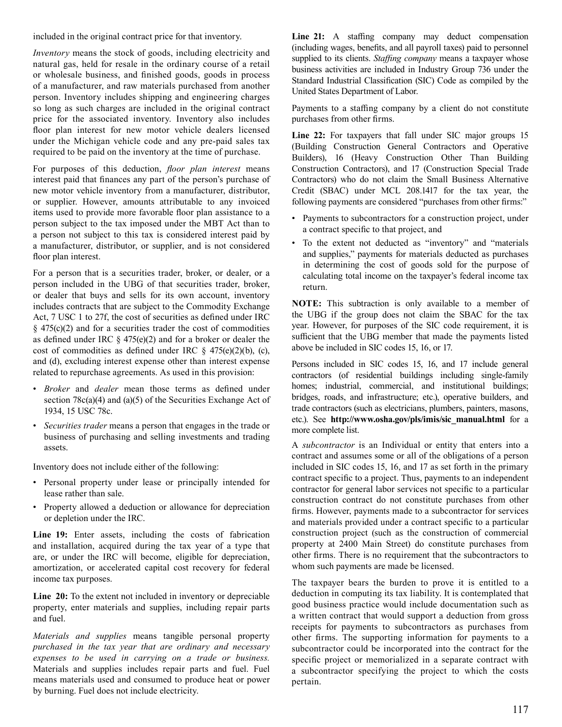included in the original contract price for that inventory.

*Inventory* means the stock of goods, including electricity and natural gas, held for resale in the ordinary course of a retail or wholesale business, and finished goods, goods in process of a manufacturer, and raw materials purchased from another person. Inventory includes shipping and engineering charges so long as such charges are included in the original contract price for the associated inventory. Inventory also includes floor plan interest for new motor vehicle dealers licensed under the Michigan vehicle code and any pre-paid sales tax required to be paid on the inventory at the time of purchase.

For purposes of this deduction, *floor plan interest* means interest paid that finances any part of the person's purchase of new motor vehicle inventory from a manufacturer, distributor, or supplier. However, amounts attributable to any invoiced items used to provide more favorable floor plan assistance to a person subject to the tax imposed under the MBT Act than to a person not subject to this tax is considered interest paid by a manufacturer, distributor, or supplier, and is not considered floor plan interest.

For a person that is a securities trader, broker, or dealer, or a person included in the UBG of that securities trader, broker, or dealer that buys and sells for its own account, inventory includes contracts that are subject to the Commodity Exchange Act, 7 USC 1 to 27f, the cost of securities as defined under IRC § 475(c)(2) and for a securities trader the cost of commodities as defined under IRC § 475(e)(2) and for a broker or dealer the cost of commodities as defined under IRC § 475(e)(2)(b), (c), and (d), excluding interest expense other than interest expense related to repurchase agreements. As used in this provision:

- *Broker* and *dealer* mean those terms as defined under section 78c(a)(4) and (a)(5) of the Securities Exchange Act of 1934, 15 USC 78c.
- *Securities trader* means a person that engages in the trade or business of purchasing and selling investments and trading assets.

Inventory does not include either of the following:

- Personal property under lease or principally intended for lease rather than sale.
- Property allowed a deduction or allowance for depreciation or depletion under the IRC.

**Line 19:** Enter assets, including the costs of fabrication and installation, acquired during the tax year of a type that are, or under the IRC will become, eligible for depreciation, amortization, or accelerated capital cost recovery for federal income tax purposes.

**Line 20:** To the extent not included in inventory or depreciable property, enter materials and supplies, including repair parts and fuel.

*Materials and supplies* means tangible personal property *purchased in the tax year that are ordinary and necessary expenses to be used in carrying on a trade or business.* Materials and supplies includes repair parts and fuel. Fuel means materials used and consumed to produce heat or power by burning. Fuel does not include electricity.

**Line 21:** A staffing company may deduct compensation (including wages, benefits, and all payroll taxes) paid to personnel supplied to its clients. *Staffing company* means a taxpayer whose business activities are included in Industry Group 736 under the Standard Industrial Classification (SIC) Code as compiled by the United States Department of Labor.

Payments to a staffing company by a client do not constitute purchases from other firms.

**Line 22:** For taxpayers that fall under SIC major groups 15 (Building Construction General Contractors and Operative Builders), 16 (Heavy Construction Other Than Building Construction Contractors), and 17 (Construction Special Trade Contractors) who do not claim the Small Business Alternative Credit (SBAC) under MCL 208.1417 for the tax year, the following payments are considered "purchases from other firms:"

- Payments to subcontractors for a construction project, under a contract specific to that project, and
- To the extent not deducted as "inventory" and "materials and supplies," payments for materials deducted as purchases in determining the cost of goods sold for the purpose of calculating total income on the taxpayer's federal income tax return.

**NOTE:** This subtraction is only available to a member of the UBG if the group does not claim the SBAC for the tax year. However, for purposes of the SIC code requirement, it is sufficient that the UBG member that made the payments listed above be included in SIC codes 15, 16, or 17.

Persons included in SIC codes 15, 16, and 17 include general contractors (of residential buildings including single-family homes; industrial, commercial, and institutional buildings; bridges, roads, and infrastructure; etc.), operative builders, and trade contractors (such as electricians, plumbers, painters, masons, etc.). See **http://www.osha.gov/pls/imis/sic_manual.html** for a more complete list.

A *subcontractor* is an Individual or entity that enters into a contract and assumes some or all of the obligations of a person included in SIC codes 15, 16, and 17 as set forth in the primary contract specific to a project. Thus, payments to an independent contractor for general labor services not specific to a particular construction contract do not constitute purchases from other firms. However, payments made to a subcontractor for services and materials provided under a contract specific to a particular construction project (such as the construction of commercial property at 2400 Main Street) do constitute purchases from other firms. There is no requirement that the subcontractors to whom such payments are made be licensed.

The taxpayer bears the burden to prove it is entitled to a deduction in computing its tax liability. It is contemplated that good business practice would include documentation such as a written contract that would support a deduction from gross receipts for payments to subcontractors as purchases from other firms. The supporting information for payments to a subcontractor could be incorporated into the contract for the specific project or memorialized in a separate contract with a subcontractor specifying the project to which the costs pertain.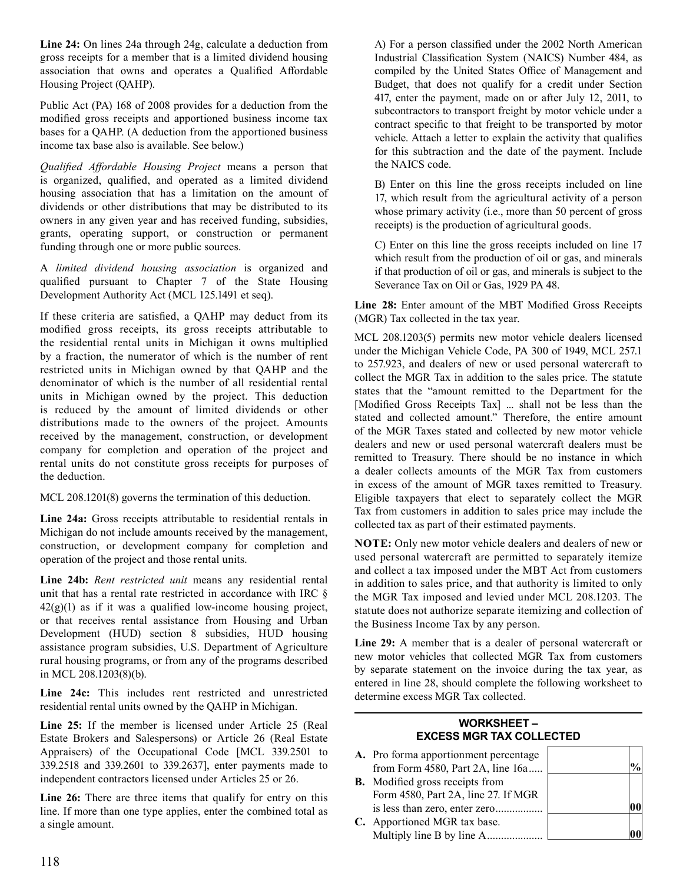**Line 24:** On lines 24a through 24g, calculate a deduction from gross receipts for a member that is a limited dividend housing association that owns and operates a Qualified Affordable Housing Project (QAHP).

Public Act (PA) 168 of 2008 provides for a deduction from the modified gross receipts and apportioned business income tax bases for a QAHP. (A deduction from the apportioned business income tax base also is available. See below.)

*Qualified Affordable Housing Project* means a person that is organized, qualified, and operated as a limited dividend housing association that has a limitation on the amount of dividends or other distributions that may be distributed to its owners in any given year and has received funding, subsidies, grants, operating support, or construction or permanent funding through one or more public sources.

A *limited dividend housing association* is organized and qualified pursuant to Chapter 7 of the State Housing Development Authority Act (MCL 125.1491 et seq).

If these criteria are satisfied, a QAHP may deduct from its modified gross receipts, its gross receipts attributable to the residential rental units in Michigan it owns multiplied by a fraction, the numerator of which is the number of rent restricted units in Michigan owned by that QAHP and the denominator of which is the number of all residential rental units in Michigan owned by the project. This deduction is reduced by the amount of limited dividends or other distributions made to the owners of the project. Amounts received by the management, construction, or development company for completion and operation of the project and rental units do not constitute gross receipts for purposes of the deduction.

MCL 208.1201(8) governs the termination of this deduction.

**Line 24a:** Gross receipts attributable to residential rentals in Michigan do not include amounts received by the management, construction, or development company for completion and operation of the project and those rental units.

**Line 24b:** *Rent restricted unit* means any residential rental unit that has a rental rate restricted in accordance with IRC § 42(g)(1) as if it was a qualified low-income housing project, or that receives rental assistance from Housing and Urban Development (HUD) section 8 subsidies, HUD housing assistance program subsidies, U.S. Department of Agriculture rural housing programs, or from any of the programs described in MCL 208.1203(8)(b).

**Line 24c:** This includes rent restricted and unrestricted residential rental units owned by the QAHP in Michigan.

**Line 25:** If the member is licensed under Article 25 (Real Estate Brokers and Salespersons) or Article 26 (Real Estate Appraisers) of the Occupational Code [MCL 339.2501 to 339.2518 and 339.2601 to 339.2637], enter payments made to independent contractors licensed under Articles 25 or 26.

**Line 26:** There are three items that qualify for entry on this line. If more than one type applies, enter the combined total as a single amount.

A) For a person classified under the 2002 North American Industrial Classification System (NAICS) Number 484, as compiled by the United States Office of Management and Budget, that does not qualify for a credit under Section 417, enter the payment, made on or after July 12, 2011, to subcontractors to transport freight by motor vehicle under a contract specific to that freight to be transported by motor vehicle. Attach a letter to explain the activity that qualifies for this subtraction and the date of the payment. Include the NAICS code.

B) Enter on this line the gross receipts included on line 17, which result from the agricultural activity of a person whose primary activity (i.e., more than 50 percent of gross receipts) is the production of agricultural goods.

C) Enter on this line the gross receipts included on line 17 which result from the production of oil or gas, and minerals if that production of oil or gas, and minerals is subject to the Severance Tax on Oil or Gas, 1929 PA 48.

**Line 28:** Enter amount of the MBT Modified Gross Receipts (MGR) Tax collected in the tax year.

MCL 208.1203(5) permits new motor vehicle dealers licensed under the Michigan Vehicle Code, PA 300 of 1949, MCL 257.1 to 257.923, and dealers of new or used personal watercraft to collect the MGR Tax in addition to the sales price. The statute states that the "amount remitted to the Department for the [Modified Gross Receipts Tax] ... shall not be less than the stated and collected amount." Therefore, the entire amount of the MGR Taxes stated and collected by new motor vehicle dealers and new or used personal watercraft dealers must be remitted to Treasury. There should be no instance in which a dealer collects amounts of the MGR Tax from customers in excess of the amount of MGR taxes remitted to Treasury. Eligible taxpayers that elect to separately collect the MGR Tax from customers in addition to sales price may include the collected tax as part of their estimated payments.

**NOTE:** Only new motor vehicle dealers and dealers of new or used personal watercraft are permitted to separately itemize and collect a tax imposed under the MBT Act from customers in addition to sales price, and that authority is limited to only the MGR Tax imposed and levied under MCL 208.1203. The statute does not authorize separate itemizing and collection of the Business Income Tax by any person.

**Line 29:** A member that is a dealer of personal watercraft or new motor vehicles that collected MGR Tax from customers by separate statement on the invoice during the tax year, as entered in line 28, should complete the following worksheet to determine excess MGR Tax collected.

**WORKSHEET – EXCESS MGR TAX COLLECTED**

| | | |
|---|---|---|
| **A.** Pro forma apportionment percentage from Form 4580, Part 2A, line 16a..... | | % |
| **B.** Modified gross receipts from Form 4580, Part 2A, line 27. If MGR is less than zero, enter zero................ | | 00 |
| **C.** Apportioned MGR tax base. Multiply line B by line A.................... | | 00 |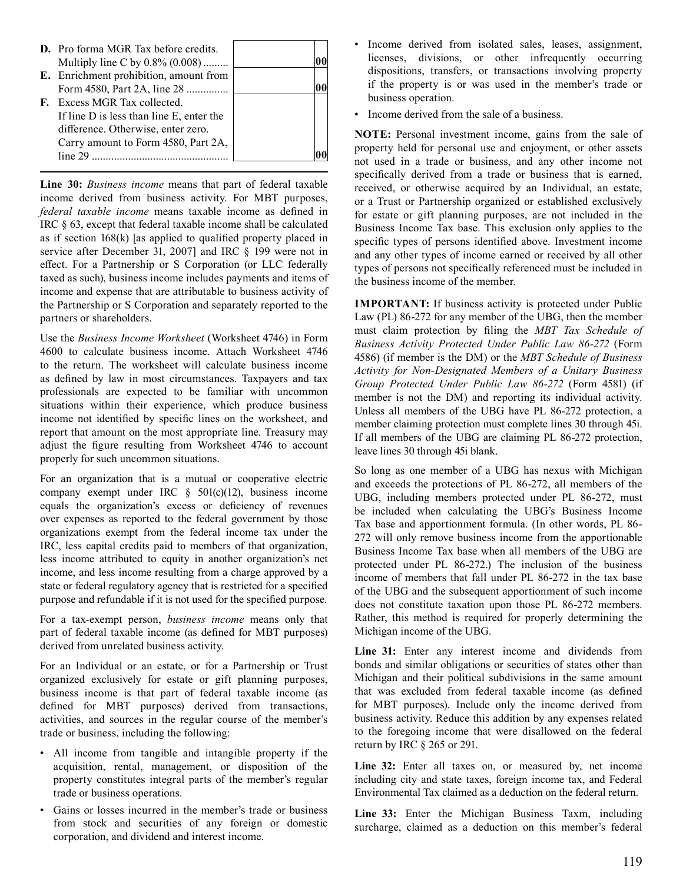| | | |
|---|---|---|
| **D.** Pro forma MGR Tax before credits. Multiply line C by 0.8% (0.008) ......... | | 00 |
| **E.** Enrichment prohibition, amount from Form 4580, Part 2A, line 28 ............... | | 00 |
| **F.** Excess MGR Tax collected. If line D is less than line E, enter the difference. Otherwise, enter zero. Carry amount to Form 4580, Part 2A, line 29 ................................................ | | 00 |

**Line 30:** *Business income* means that part of federal taxable income derived from business activity. For MBT purposes, *federal taxable income* means taxable income as defined in IRC § 63, except that federal taxable income shall be calculated as if section 168(k) [as applied to qualified property placed in service after December 31, 2007] and IRC § 199 were not in effect. For a Partnership or S Corporation (or LLC federally taxed as such), business income includes payments and items of income and expense that are attributable to business activity of the Partnership or S Corporation and separately reported to the partners or shareholders.

Use the *Business Income Worksheet* (Worksheet 4746) in Form 4600 to calculate business income. Attach Worksheet 4746 to the return. The worksheet will calculate business income as defined by law in most circumstances. Taxpayers and tax professionals are expected to be familiar with uncommon situations within their experience, which produce business income not identified by specific lines on the worksheet, and report that amount on the most appropriate line. Treasury may adjust the figure resulting from Worksheet 4746 to account properly for such uncommon situations.

For an organization that is a mutual or cooperative electric company exempt under IRC § 501(c)(12), business income equals the organization's excess or deficiency of revenues over expenses as reported to the federal government by those organizations exempt from the federal income tax under the IRC, less capital credits paid to members of that organization, less income attributed to equity in another organization's net income, and less income resulting from a charge approved by a state or federal regulatory agency that is restricted for a specified purpose and refundable if it is not used for the specified purpose.

For a tax-exempt person, *business income* means only that part of federal taxable income (as defined for MBT purposes) derived from unrelated business activity.

For an Individual or an estate, or for a Partnership or Trust organized exclusively for estate or gift planning purposes, business income is that part of federal taxable income (as defined for MBT purposes) derived from transactions, activities, and sources in the regular course of the member's trade or business, including the following:

- All income from tangible and intangible property if the acquisition, rental, management, or disposition of the property constitutes integral parts of the member's regular trade or business operations.
- Gains or losses incurred in the member's trade or business from stock and securities of any foreign or domestic corporation, and dividend and interest income.
- Income derived from isolated sales, leases, assignment, licenses, divisions, or other infrequently occurring dispositions, transfers, or transactions involving property if the property is or was used in the member's trade or business operation.
- Income derived from the sale of a business.

**NOTE:** Personal investment income, gains from the sale of property held for personal use and enjoyment, or other assets not used in a trade or business, and any other income not specifically derived from a trade or business that is earned, received, or otherwise acquired by an Individual, an estate, or a Trust or Partnership organized or established exclusively for estate or gift planning purposes, are not included in the Business Income Tax base. This exclusion only applies to the specific types of persons identified above. Investment income and any other types of income earned or received by all other types of persons not specifically referenced must be included in the business income of the member.

**IMPORTANT:** If business activity is protected under Public Law (PL) 86-272 for any member of the UBG, then the member must claim protection by filing the *MBT Tax Schedule of Business Activity Protected Under Public Law 86-272* (Form 4586) (if member is the DM) or the *MBT Schedule of Business Activity for Non-Designated Members of a Unitary Business Group Protected Under Public Law 86-272* (Form 4581) (if member is not the DM) and reporting its individual activity. Unless all members of the UBG have PL 86-272 protection, a member claiming protection must complete lines 30 through 45i. If all members of the UBG are claiming PL 86-272 protection, leave lines 30 through 45i blank.

So long as one member of a UBG has nexus with Michigan and exceeds the protections of PL 86-272, all members of the UBG, including members protected under PL 86-272, must be included when calculating the UBG's Business Income Tax base and apportionment formula. (In other words, PL 86-272 will only remove business income from the apportionable Business Income Tax base when all members of the UBG are protected under PL 86-272.) The inclusion of the business income of members that fall under PL 86-272 in the tax base of the UBG and the subsequent apportionment of such income does not constitute taxation upon those PL 86-272 members. Rather, this method is required for properly determining the Michigan income of the UBG.

**Line 31:** Enter any interest income and dividends from bonds and similar obligations or securities of states other than Michigan and their political subdivisions in the same amount that was excluded from federal taxable income (as defined for MBT purposes). Include only the income derived from business activity. Reduce this addition by any expenses related to the foregoing income that were disallowed on the federal return by IRC § 265 or 291.

**Line 32:** Enter all taxes on, or measured by, net income including city and state taxes, foreign income tax, and Federal Environmental Tax claimed as a deduction on the federal return.

**Line 33:** Enter the Michigan Business Taxm, including surcharge, claimed as a deduction on this member's federal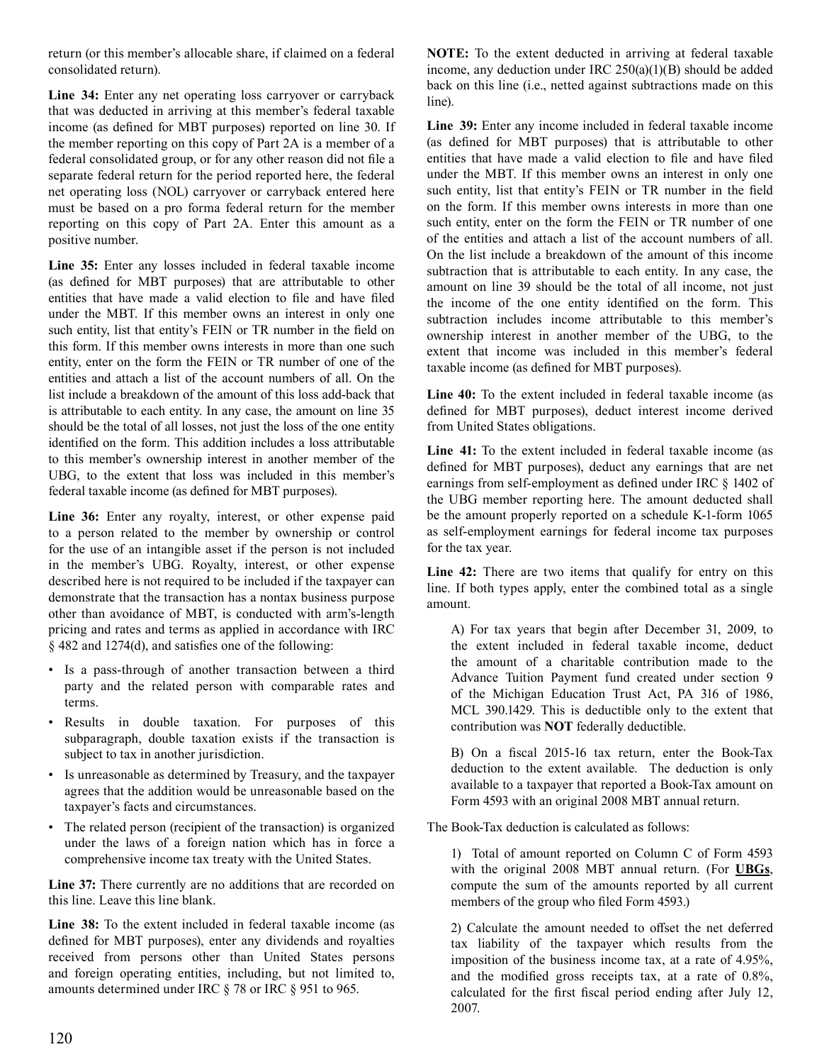return (or this member's allocable share, if claimed on a federal consolidated return).

**Line 34:** Enter any net operating loss carryover or carryback that was deducted in arriving at this member's federal taxable income (as defined for MBT purposes) reported on line 30. If the member reporting on this copy of Part 2A is a member of a federal consolidated group, or for any other reason did not file a separate federal return for the period reported here, the federal net operating loss (NOL) carryover or carryback entered here must be based on a pro forma federal return for the member reporting on this copy of Part 2A. Enter this amount as a positive number.

**Line 35:** Enter any losses included in federal taxable income (as defined for MBT purposes) that are attributable to other entities that have made a valid election to file and have filed under the MBT. If this member owns an interest in only one such entity, list that entity's FEIN or TR number in the field on this form. If this member owns interests in more than one such entity, enter on the form the FEIN or TR number of one of the entities and attach a list of the account numbers of all. On the list include a breakdown of the amount of this loss add-back that is attributable to each entity. In any case, the amount on line 35 should be the total of all losses, not just the loss of the one entity identified on the form. This addition includes a loss attributable to this member's ownership interest in another member of the UBG, to the extent that loss was included in this member's federal taxable income (as defined for MBT purposes).

**Line 36:** Enter any royalty, interest, or other expense paid to a person related to the member by ownership or control for the use of an intangible asset if the person is not included in the member's UBG. Royalty, interest, or other expense described here is not required to be included if the taxpayer can demonstrate that the transaction has a nontax business purpose other than avoidance of MBT, is conducted with arm's-length pricing and rates and terms as applied in accordance with IRC § 482 and 1274(d), and satisfies one of the following:

- Is a pass-through of another transaction between a third party and the related person with comparable rates and terms.
- Results in double taxation. For purposes of this subparagraph, double taxation exists if the transaction is subject to tax in another jurisdiction.
- Is unreasonable as determined by Treasury, and the taxpayer agrees that the addition would be unreasonable based on the taxpayer's facts and circumstances.
- The related person (recipient of the transaction) is organized under the laws of a foreign nation which has in force a comprehensive income tax treaty with the United States.

**Line 37:** There currently are no additions that are recorded on this line. Leave this line blank.

**Line 38:** To the extent included in federal taxable income (as defined for MBT purposes), enter any dividends and royalties received from persons other than United States persons and foreign operating entities, including, but not limited to, amounts determined under IRC § 78 or IRC § 951 to 965.

**NOTE:** To the extent deducted in arriving at federal taxable income, any deduction under IRC 250(a)(1)(B) should be added back on this line (i.e., netted against subtractions made on this line).

**Line 39:** Enter any income included in federal taxable income (as defined for MBT purposes) that is attributable to other entities that have made a valid election to file and have filed under the MBT. If this member owns an interest in only one such entity, list that entity's FEIN or TR number in the field on the form. If this member owns interests in more than one such entity, enter on the form the FEIN or TR number of one of the entities and attach a list of the account numbers of all. On the list include a breakdown of the amount of this income subtraction that is attributable to each entity. In any case, the amount on line 39 should be the total of all income, not just the income of the one entity identified on the form. This subtraction includes income attributable to this member's ownership interest in another member of the UBG, to the extent that income was included in this member's federal taxable income (as defined for MBT purposes).

**Line 40:** To the extent included in federal taxable income (as defined for MBT purposes), deduct interest income derived from United States obligations.

**Line 41:** To the extent included in federal taxable income (as defined for MBT purposes), deduct any earnings that are net earnings from self-employment as defined under IRC § 1402 of the UBG member reporting here. The amount deducted shall be the amount properly reported on a schedule K-1-form 1065 as self-employment earnings for federal income tax purposes for the tax year.

**Line 42:** There are two items that qualify for entry on this line. If both types apply, enter the combined total as a single amount.

A) For tax years that begin after December 31, 2009, to the extent included in federal taxable income, deduct the amount of a charitable contribution made to the Advance Tuition Payment fund created under section 9 of the Michigan Education Trust Act, PA 316 of 1986, MCL 390.1429. This is deductible only to the extent that contribution was **NOT** federally deductible.

B) On a fiscal 2015-16 tax return, enter the Book-Tax deduction to the extent available. The deduction is only available to a taxpayer that reported a Book-Tax amount on Form 4593 with an original 2008 MBT annual return.

The Book-Tax deduction is calculated as follows:

1) Total of amount reported on Column C of Form 4593 with the original 2008 MBT annual return. (For **UBGs**, compute the sum of the amounts reported by all current members of the group who filed Form 4593.)

2) Calculate the amount needed to offset the net deferred tax liability of the taxpayer which results from the imposition of the business income tax, at a rate of 4.95%, and the modified gross receipts tax, at a rate of 0.8%, calculated for the first fiscal period ending after July 12, 2007.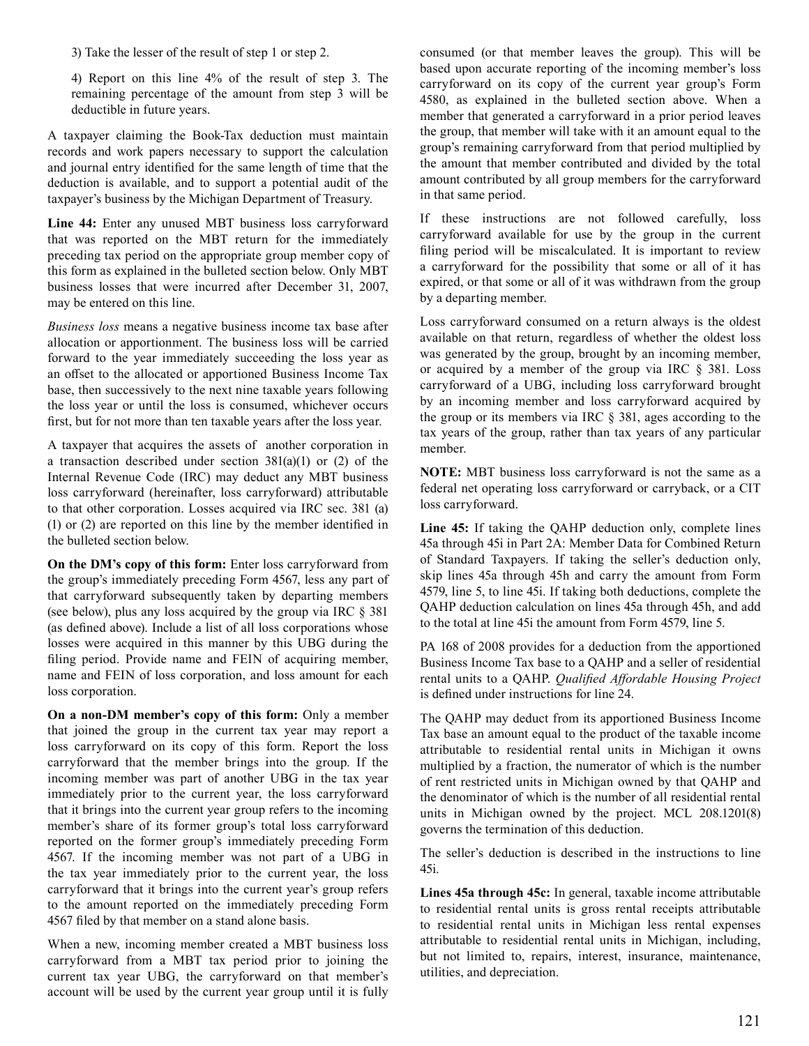3) Take the lesser of the result of step 1 or step 2.

4) Report on this line 4% of the result of step 3. The remaining percentage of the amount from step 3 will be deductible in future years.

A taxpayer claiming the Book-Tax deduction must maintain records and work papers necessary to support the calculation and journal entry identified for the same length of time that the deduction is available, and to support a potential audit of the taxpayer's business by the Michigan Department of Treasury.

**Line 44:** Enter any unused MBT business loss carryforward that was reported on the MBT return for the immediately preceding tax period on the appropriate group member copy of this form as explained in the bulleted section below. Only MBT business losses that were incurred after December 31, 2007, may be entered on this line.

*Business loss* means a negative business income tax base after allocation or apportionment. The business loss will be carried forward to the year immediately succeeding the loss year as an offset to the allocated or apportioned Business Income Tax base, then successively to the next nine taxable years following the loss year or until the loss is consumed, whichever occurs first, but for not more than ten taxable years after the loss year.

A taxpayer that acquires the assets of another corporation in a transaction described under section 381(a)(1) or (2) of the Internal Revenue Code (IRC) may deduct any MBT business loss carryforward (hereinafter, loss carryforward) attributable to that other corporation. Losses acquired via IRC sec. 381 (a) (1) or (2) are reported on this line by the member identified in the bulleted section below.

**On the DM's copy of this form:** Enter loss carryforward from the group's immediately preceding Form 4567, less any part of that carryforward subsequently taken by departing members (see below), plus any loss acquired by the group via IRC § 381 (as defined above). Include a list of all loss corporations whose losses were acquired in this manner by this UBG during the filing period. Provide name and FEIN of acquiring member, name and FEIN of loss corporation, and loss amount for each loss corporation.

**On a non-DM member's copy of this form:** Only a member that joined the group in the current tax year may report a loss carryforward on its copy of this form. Report the loss carryforward that the member brings into the group. If the incoming member was part of another UBG in the tax year immediately prior to the current year, the loss carryforward that it brings into the current year group refers to the incoming member's share of its former group's total loss carryforward reported on the former group's immediately preceding Form 4567. If the incoming member was not part of a UBG in the tax year immediately prior to the current year, the loss carryforward that it brings into the current year's group refers to the amount reported on the immediately preceding Form 4567 filed by that member on a stand alone basis.

When a new, incoming member created a MBT business loss carryforward from a MBT tax period prior to joining the current tax year UBG, the carryforward on that member's account will be used by the current year group until it is fully consumed (or that member leaves the group). This will be based upon accurate reporting of the incoming member's loss carryforward on its copy of the current year group's Form 4580, as explained in the bulleted section above. When a member that generated a carryforward in a prior period leaves the group, that member will take with it an amount equal to the group's remaining carryforward from that period multiplied by the amount that member contributed and divided by the total amount contributed by all group members for the carryforward in that same period.

If these instructions are not followed carefully, loss carryforward available for use by the group in the current filing period will be miscalculated. It is important to review a carryforward for the possibility that some or all of it has expired, or that some or all of it was withdrawn from the group by a departing member.

Loss carryforward consumed on a return always is the oldest available on that return, regardless of whether the oldest loss was generated by the group, brought by an incoming member, or acquired by a member of the group via IRC § 381. Loss carryforward of a UBG, including loss carryforward brought by an incoming member and loss carryforward acquired by the group or its members via IRC § 381, ages according to the tax years of the group, rather than tax years of any particular member.

**NOTE:** MBT business loss carryforward is not the same as a federal net operating loss carryforward or carryback, or a CIT loss carryforward.

**Line 45:** If taking the QAHP deduction only, complete lines 45a through 45i in Part 2A: Member Data for Combined Return of Standard Taxpayers. If taking the seller's deduction only, skip lines 45a through 45h and carry the amount from Form 4579, line 5, to line 45i. If taking both deductions, complete the QAHP deduction calculation on lines 45a through 45h, and add to the total at line 45i the amount from Form 4579, line 5.

PA 168 of 2008 provides for a deduction from the apportioned Business Income Tax base to a QAHP and a seller of residential rental units to a QAHP. *Qualified Affordable Housing Project* is defined under instructions for line 24.

The QAHP may deduct from its apportioned Business Income Tax base an amount equal to the product of the taxable income attributable to residential rental units in Michigan it owns multiplied by a fraction, the numerator of which is the number of rent restricted units in Michigan owned by that QAHP and the denominator of which is the number of all residential rental units in Michigan owned by the project. MCL 208.1201(8) governs the termination of this deduction.

The seller's deduction is described in the instructions to line 45i.

**Lines 45a through 45c:** In general, taxable income attributable to residential rental units is gross rental receipts attributable to residential rental units in Michigan less rental expenses attributable to residential rental units in Michigan, including, but not limited to, repairs, interest, insurance, maintenance, utilities, and depreciation.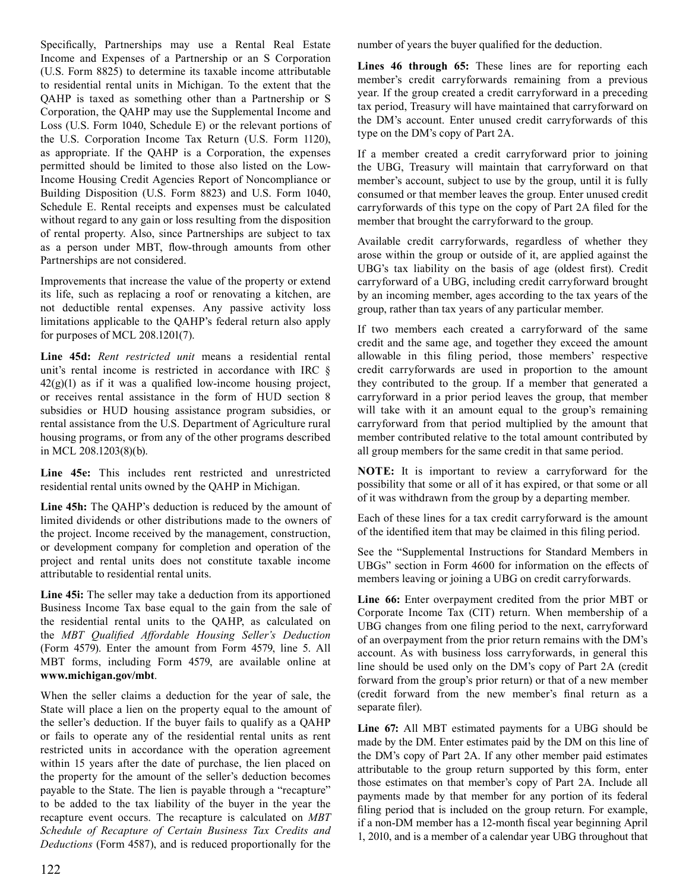Specifically, Partnerships may use a Rental Real Estate Income and Expenses of a Partnership or an S Corporation (U.S. Form 8825) to determine its taxable income attributable to residential rental units in Michigan. To the extent that the QAHP is taxed as something other than a Partnership or S Corporation, the QAHP may use the Supplemental Income and Loss (U.S. Form 1040, Schedule E) or the relevant portions of the U.S. Corporation Income Tax Return (U.S. Form 1120), as appropriate. If the QAHP is a Corporation, the expenses permitted should be limited to those also listed on the Low-Income Housing Credit Agencies Report of Noncompliance or Building Disposition (U.S. Form 8823) and U.S. Form 1040, Schedule E. Rental receipts and expenses must be calculated without regard to any gain or loss resulting from the disposition of rental property. Also, since Partnerships are subject to tax as a person under MBT, flow-through amounts from other Partnerships are not considered.

Improvements that increase the value of the property or extend its life, such as replacing a roof or renovating a kitchen, are not deductible rental expenses. Any passive activity loss limitations applicable to the QAHP's federal return also apply for purposes of MCL 208.1201(7).

**Line 45d:** *Rent restricted unit* means a residential rental unit's rental income is restricted in accordance with IRC § 42(g)(1) as if it was a qualified low-income housing project, or receives rental assistance in the form of HUD section 8 subsidies or HUD housing assistance program subsidies, or rental assistance from the U.S. Department of Agriculture rural housing programs, or from any of the other programs described in MCL 208.1203(8)(b).

**Line 45e:** This includes rent restricted and unrestricted residential rental units owned by the QAHP in Michigan.

**Line 45h:** The QAHP's deduction is reduced by the amount of limited dividends or other distributions made to the owners of the project. Income received by the management, construction, or development company for completion and operation of the project and rental units does not constitute taxable income attributable to residential rental units.

**Line 45i:** The seller may take a deduction from its apportioned Business Income Tax base equal to the gain from the sale of the residential rental units to the QAHP, as calculated on the *MBT Qualified Affordable Housing Seller's Deduction* (Form 4579). Enter the amount from Form 4579, line 5. All MBT forms, including Form 4579, are available online at **www.michigan.gov/mbt**.

When the seller claims a deduction for the year of sale, the State will place a lien on the property equal to the amount of the seller's deduction. If the buyer fails to qualify as a QAHP or fails to operate any of the residential rental units as rent restricted units in accordance with the operation agreement within 15 years after the date of purchase, the lien placed on the property for the amount of the seller's deduction becomes payable to the State. The lien is payable through a "recapture" to be added to the tax liability of the buyer in the year the recapture event occurs. The recapture is calculated on *MBT Schedule of Recapture of Certain Business Tax Credits and Deductions* (Form 4587), and is reduced proportionally for the number of years the buyer qualified for the deduction.

**Lines 46 through 65:** These lines are for reporting each member's credit carryforwards remaining from a previous year. If the group created a credit carryforward in a preceding tax period, Treasury will have maintained that carryforward on the DM's account. Enter unused credit carryforwards of this type on the DM's copy of Part 2A.

If a member created a credit carryforward prior to joining the UBG, Treasury will maintain that carryforward on that member's account, subject to use by the group, until it is fully consumed or that member leaves the group. Enter unused credit carryforwards of this type on the copy of Part 2A filed for the member that brought the carryforward to the group.

Available credit carryforwards, regardless of whether they arose within the group or outside of it, are applied against the UBG's tax liability on the basis of age (oldest first). Credit carryforward of a UBG, including credit carryforward brought by an incoming member, ages according to the tax years of the group, rather than tax years of any particular member.

If two members each created a carryforward of the same credit and the same age, and together they exceed the amount allowable in this filing period, those members' respective credit carryforwards are used in proportion to the amount they contributed to the group. If a member that generated a carryforward in a prior period leaves the group, that member will take with it an amount equal to the group's remaining carryforward from that period multiplied by the amount that member contributed relative to the total amount contributed by all group members for the same credit in that same period.

**NOTE:** It is important to review a carryforward for the possibility that some or all of it has expired, or that some or all of it was withdrawn from the group by a departing member.

Each of these lines for a tax credit carryforward is the amount of the identified item that may be claimed in this filing period.

See the "Supplemental Instructions for Standard Members in UBGs" section in Form 4600 for information on the effects of members leaving or joining a UBG on credit carryforwards.

**Line 66:** Enter overpayment credited from the prior MBT or Corporate Income Tax (CIT) return. When membership of a UBG changes from one filing period to the next, carryforward of an overpayment from the prior return remains with the DM's account. As with business loss carryforwards, in general this line should be used only on the DM's copy of Part 2A (credit forward from the group's prior return) or that of a new member (credit forward from the new member's final return as a separate filer).

**Line 67:** All MBT estimated payments for a UBG should be made by the DM. Enter estimates paid by the DM on this line of the DM's copy of Part 2A. If any other member paid estimates attributable to the group return supported by this form, enter those estimates on that member's copy of Part 2A. Include all payments made by that member for any portion of its federal filing period that is included on the group return. For example, if a non-DM member has a 12-month fiscal year beginning April 1, 2010, and is a member of a calendar year UBG throughout that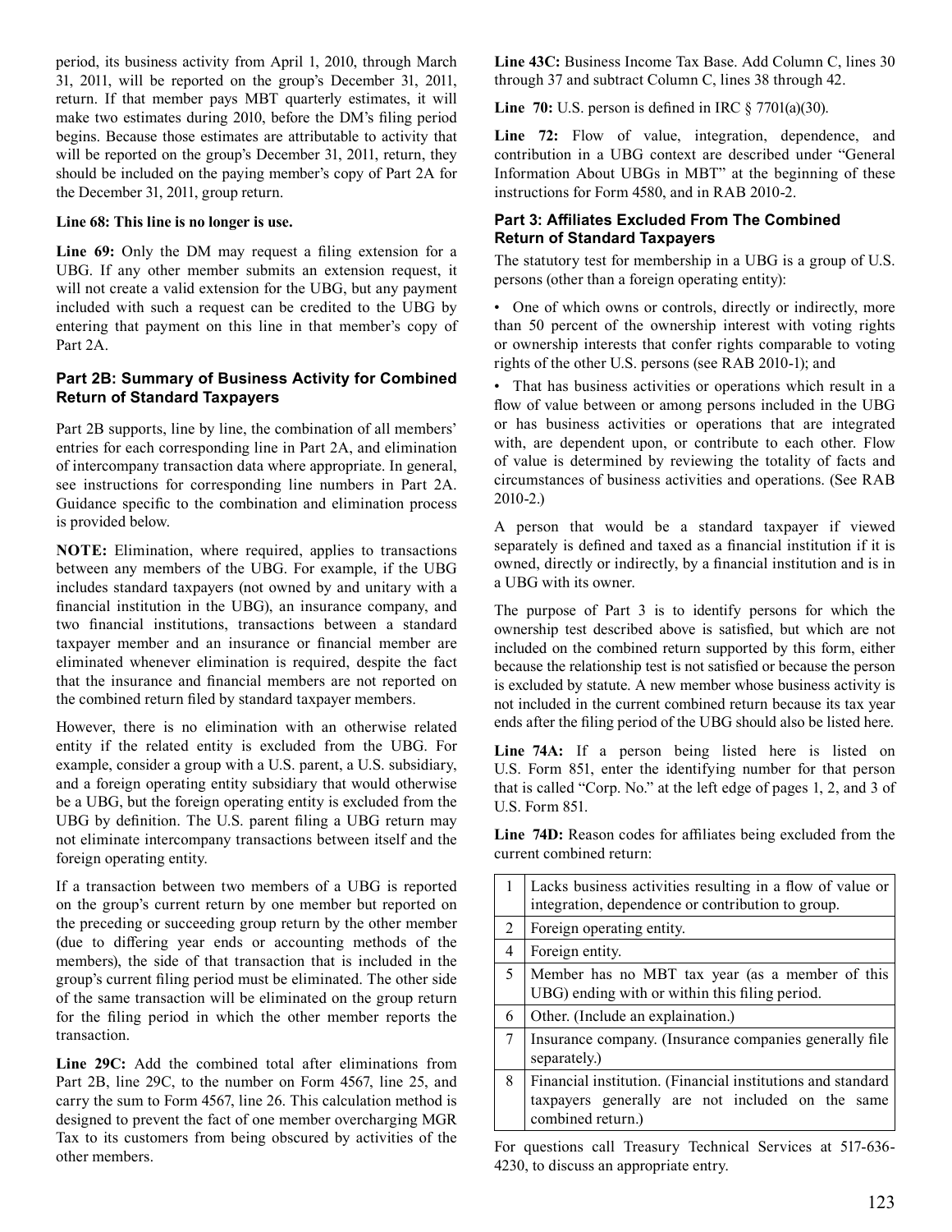period, its business activity from April 1, 2010, through March 31, 2011, will be reported on the group's December 31, 2011, return. If that member pays MBT quarterly estimates, it will make two estimates during 2010, before the DM's filing period begins. Because those estimates are attributable to activity that will be reported on the group's December 31, 2011, return, they should be included on the paying member's copy of Part 2A for the December 31, 2011, group return.

**Line 68: This line is no longer is use.**

**Line 69:** Only the DM may request a filing extension for a UBG. If any other member submits an extension request, it will not create a valid extension for the UBG, but any payment included with such a request can be credited to the UBG by entering that payment on this line in that member's copy of Part 2A.

### Part 2B: Summary of Business Activity for Combined Return of Standard Taxpayers

Part 2B supports, line by line, the combination of all members' entries for each corresponding line in Part 2A, and elimination of intercompany transaction data where appropriate. In general, see instructions for corresponding line numbers in Part 2A. Guidance specific to the combination and elimination process is provided below.

**NOTE:** Elimination, where required, applies to transactions between any members of the UBG. For example, if the UBG includes standard taxpayers (not owned by and unitary with a financial institution in the UBG), an insurance company, and two financial institutions, transactions between a standard taxpayer member and an insurance or financial member are eliminated whenever elimination is required, despite the fact that the insurance and financial members are not reported on the combined return filed by standard taxpayer members.

However, there is no elimination with an otherwise related entity if the related entity is excluded from the UBG. For example, consider a group with a U.S. parent, a U.S. subsidiary, and a foreign operating entity subsidiary that would otherwise be a UBG, but the foreign operating entity is excluded from the UBG by definition. The U.S. parent filing a UBG return may not eliminate intercompany transactions between itself and the foreign operating entity.

If a transaction between two members of a UBG is reported on the group's current return by one member but reported on the preceding or succeeding group return by the other member (due to differing year ends or accounting methods of the members), the side of that transaction that is included in the group's current filing period must be eliminated. The other side of the same transaction will be eliminated on the group return for the filing period in which the other member reports the transaction.

**Line 29C:** Add the combined total after eliminations from Part 2B, line 29C, to the number on Form 4567, line 25, and carry the sum to Form 4567, line 26. This calculation method is designed to prevent the fact of one member overcharging MGR Tax to its customers from being obscured by activities of the other members.

**Line 43C:** Business Income Tax Base. Add Column C, lines 30 through 37 and subtract Column C, lines 38 through 42.

**Line 70:** U.S. person is defined in IRC § 7701(a)(30).

**Line 72:** Flow of value, integration, dependence, and contribution in a UBG context are described under "General Information About UBGs in MBT" at the beginning of these instructions for Form 4580, and in RAB 2010-2.

### Part 3: Affiliates Excluded From The Combined Return of Standard Taxpayers

The statutory test for membership in a UBG is a group of U.S. persons (other than a foreign operating entity):

- One of which owns or controls, directly or indirectly, more than 50 percent of the ownership interest with voting rights or ownership interests that confer rights comparable to voting rights of the other U.S. persons (see RAB 2010-1); and
- That has business activities or operations which result in a flow of value between or among persons included in the UBG or has business activities or operations that are integrated with, are dependent upon, or contribute to each other. Flow of value is determined by reviewing the totality of facts and circumstances of business activities and operations. (See RAB 2010-2.)

A person that would be a standard taxpayer if viewed separately is defined and taxed as a financial institution if it is owned, directly or indirectly, by a financial institution and is in a UBG with its owner.

The purpose of Part 3 is to identify persons for which the ownership test described above is satisfied, but which are not included on the combined return supported by this form, either because the relationship test is not satisfied or because the person is excluded by statute. A new member whose business activity is not included in the current combined return because its tax year ends after the filing period of the UBG should also be listed here.

**Line 74A:** If a person being listed here is listed on U.S. Form 851, enter the identifying number for that person that is called "Corp. No." at the left edge of pages 1, 2, and 3 of U.S. Form 851.

**Line 74D:** Reason codes for affiliates being excluded from the current combined return:

| | |
|---|---|
| 1 | Lacks business activities resulting in a flow of value or integration, dependence or contribution to group. |
| 2 | Foreign operating entity. |
| 4 | Foreign entity. |
| 5 | Member has no MBT tax year (as a member of this UBG) ending with or within this filing period. |
| 6 | Other. (Include an explaination.) |
| 7 | Insurance company. (Insurance companies generally file separately.) |
| 8 | Financial institution. (Financial institutions and standard taxpayers generally are not included on the same combined return.) |

For questions call Treasury Technical Services at 517-636-4230, to discuss an appropriate entry.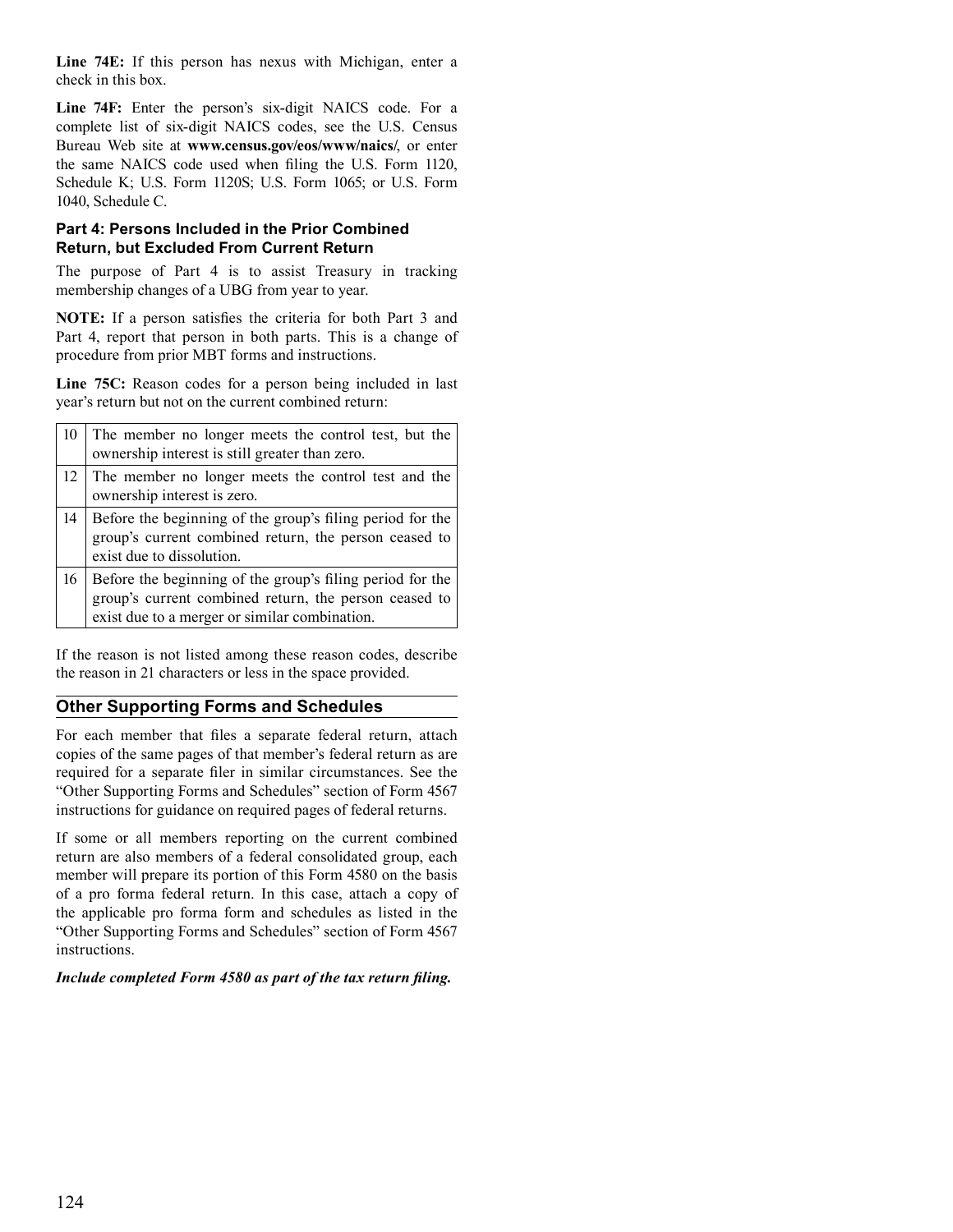**Line 74E:** If this person has nexus with Michigan, enter a check in this box.

**Line 74F:** Enter the person's six-digit NAICS code. For a complete list of six-digit NAICS codes, see the U.S. Census Bureau Web site at **www.census.gov/eos/www/naics/**, or enter the same NAICS code used when filing the U.S. Form 1120, Schedule K; U.S. Form 1120S; U.S. Form 1065; or U.S. Form 1040, Schedule C.

### Part 4: Persons Included in the Prior Combined Return, but Excluded From Current Return

The purpose of Part 4 is to assist Treasury in tracking membership changes of a UBG from year to year.

**NOTE:** If a person satisfies the criteria for both Part 3 and Part 4, report that person in both parts. This is a change of procedure from prior MBT forms and instructions.

**Line 75C:** Reason codes for a person being included in last year's return but not on the current combined return:

| | |
|---|---|
| 10 | The member no longer meets the control test, but the ownership interest is still greater than zero. |
| 12 | The member no longer meets the control test and the ownership interest is zero. |
| 14 | Before the beginning of the group's filing period for the group's current combined return, the person ceased to exist due to dissolution. |
| 16 | Before the beginning of the group's filing period for the group's current combined return, the person ceased to exist due to a merger or similar combination. |

If the reason is not listed among these reason codes, describe the reason in 21 characters or less in the space provided.

## Other Supporting Forms and Schedules

For each member that files a separate federal return, attach copies of the same pages of that member's federal return as are required for a separate filer in similar circumstances. See the "Other Supporting Forms and Schedules" section of Form 4567 instructions for guidance on required pages of federal returns.

If some or all members reporting on the current combined return are also members of a federal consolidated group, each member will prepare its portion of this Form 4580 on the basis of a pro forma federal return. In this case, attach a copy of the applicable pro forma form and schedules as listed in the "Other Supporting Forms and Schedules" section of Form 4567 instructions.

***Include completed Form 4580 as part of the tax return filing.***